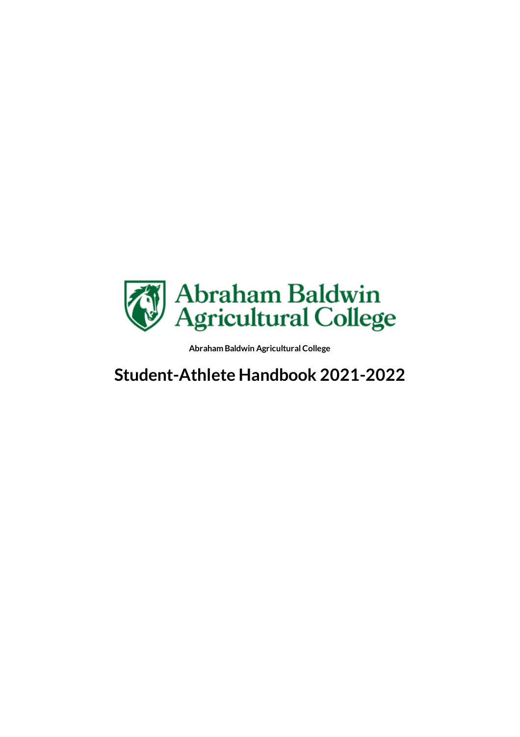Abraham Baldwin Agricultural College

Abraham Baldwin Agricultural College

# Student-Athlete Handbook 2021-2022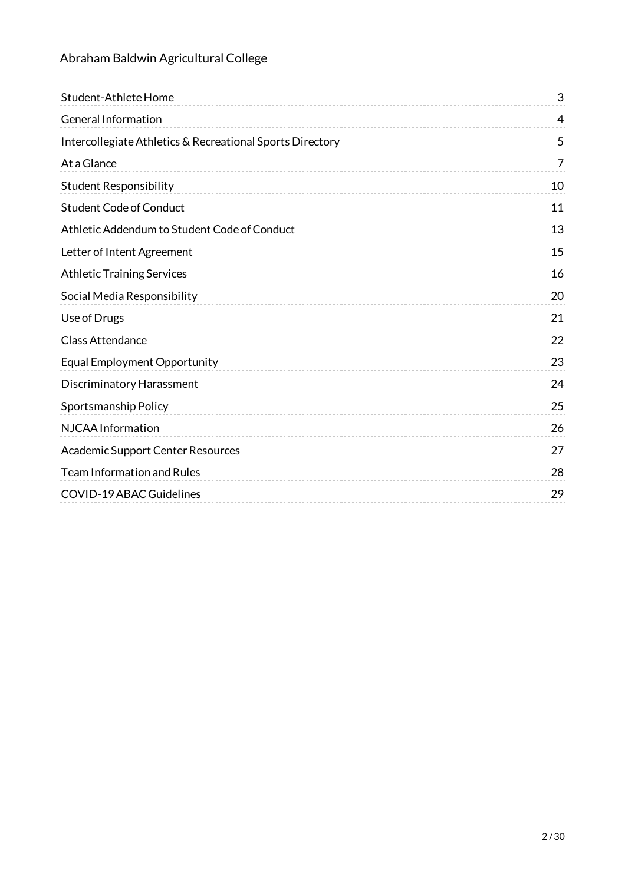# Abraham Baldwin Agricultural College

| Section | Page |
|---|---|
| Student-Athlete Home | 3 |
| General Information | 4 |
| Intercollegiate Athletics & Recreational Sports Directory | 5 |
| At a Glance | 7 |
| Student Responsibility | 10 |
| Student Code of Conduct | 11 |
| Athletic Addendum to Student Code of Conduct | 13 |
| Letter of Intent Agreement | 15 |
| Athletic Training Services | 16 |
| Social Media Responsibility | 20 |
| Use of Drugs | 21 |
| Class Attendance | 22 |
| Equal Employment Opportunity | 23 |
| Discriminatory Harassment | 24 |
| Sportsmanship Policy | 25 |
| NJCAA Information | 26 |
| Academic Support Center Resources | 27 |
| Team Information and Rules | 28 |
| COVID-19 ABAC Guidelines | 29 |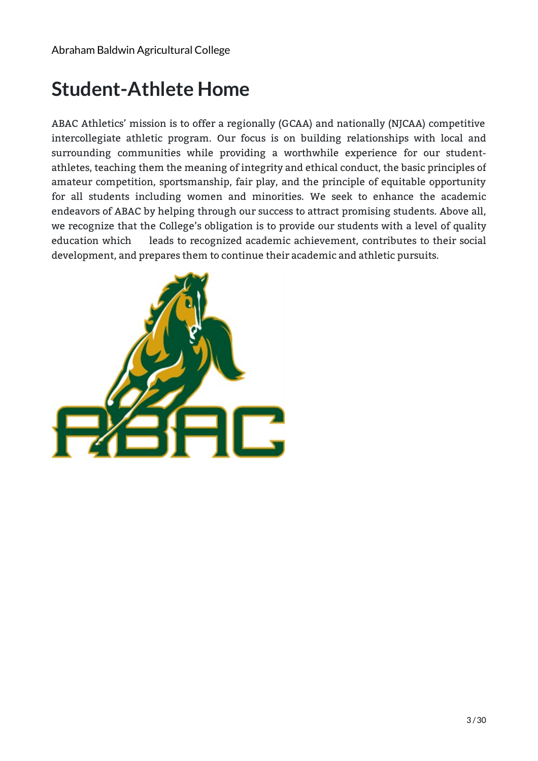# Student-Athlete Home

ABAC Athletics' mission is to offer a regionally (GCAA) and nationally (NJCAA) competitive intercollegiate athletic program. Our focus is on building relationships with local and surrounding communities while providing a worthwhile experience for our student-athletes, teaching them the meaning of integrity and ethical conduct, the basic principles of amateur competition, sportsmanship, fair play, and the principle of equitable opportunity for all students including women and minorities. We seek to enhance the academic endeavors of ABAC by helping through our success to attract promising students. Above all, we recognize that the College's obligation is to provide our students with a level of quality education which leads to recognized academic achievement, contributes to their social development, and prepares them to continue their academic and athletic pursuits.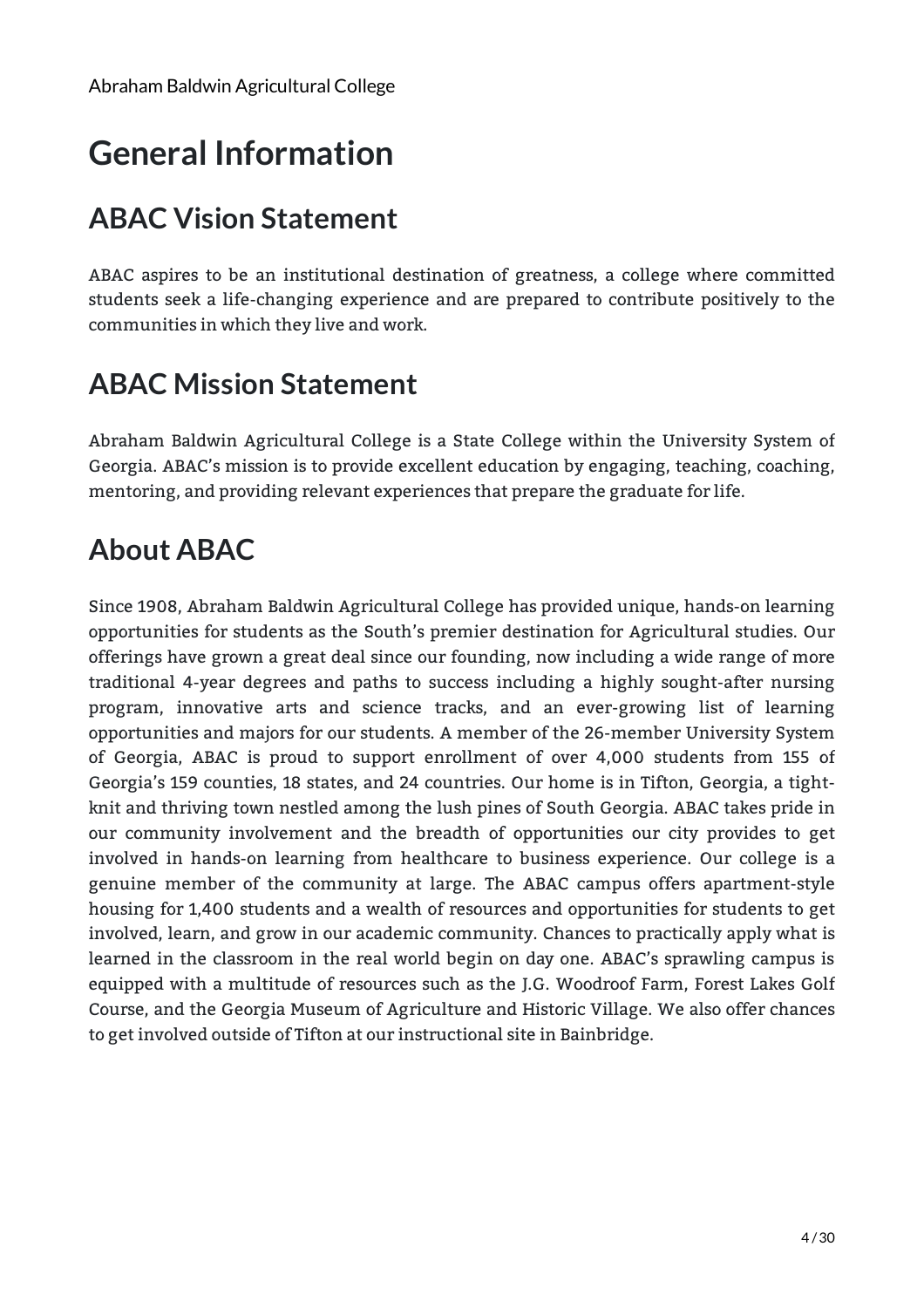# General Information

## ABAC Vision Statement

ABAC aspires to be an institutional destination of greatness, a college where committed students seek a life-changing experience and are prepared to contribute positively to the communities in which they live and work.

## ABAC Mission Statement

Abraham Baldwin Agricultural College is a State College within the University System of Georgia. ABAC's mission is to provide excellent education by engaging, teaching, coaching, mentoring, and providing relevant experiences that prepare the graduate for life.

## About ABAC

Since 1908, Abraham Baldwin Agricultural College has provided unique, hands-on learning opportunities for students as the South's premier destination for Agricultural studies. Our offerings have grown a great deal since our founding, now including a wide range of more traditional 4-year degrees and paths to success including a highly sought-after nursing program, innovative arts and science tracks, and an ever-growing list of learning opportunities and majors for our students. A member of the 26-member University System of Georgia, ABAC is proud to support enrollment of over 4,000 students from 155 of Georgia's 159 counties, 18 states, and 24 countries. Our home is in Tifton, Georgia, a tight-knit and thriving town nestled among the lush pines of South Georgia. ABAC takes pride in our community involvement and the breadth of opportunities our city provides to get involved in hands-on learning from healthcare to business experience. Our college is a genuine member of the community at large. The ABAC campus offers apartment-style housing for 1,400 students and a wealth of resources and opportunities for students to get involved, learn, and grow in our academic community. Chances to practically apply what is learned in the classroom in the real world begin on day one. ABAC's sprawling campus is equipped with a multitude of resources such as the J.G. Woodroof Farm, Forest Lakes Golf Course, and the Georgia Museum of Agriculture and Historic Village. We also offer chances to get involved outside of Tifton at our instructional site in Bainbridge.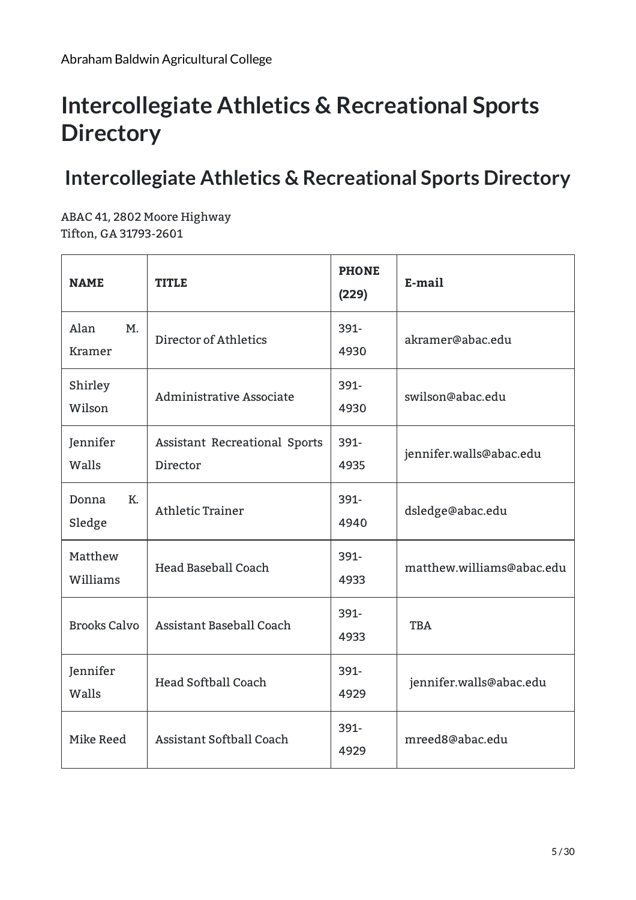Abraham Baldwin Agricultural College

# Intercollegiate Athletics & Recreational Sports Directory

## Intercollegiate Athletics & Recreational Sports Directory

ABAC 41, 2802 Moore Highway
Tifton, GA 31793-2601

| NAME | TITLE | PHONE (229) | E-mail |
| --- | --- | --- | --- |
| Alan M. Kramer | Director of Athletics | 391-4930 | akramer@abac.edu |
| Shirley Wilson | Administrative Associate | 391-4930 | swilson@abac.edu |
| Jennifer Walls | Assistant Recreational Sports Director | 391-4935 | jennifer.walls@abac.edu |
| Donna K. Sledge | Athletic Trainer | 391-4940 | dsledge@abac.edu |
| Matthew Williams | Head Baseball Coach | 391-4933 | matthew.williams@abac.edu |
| Brooks Calvo | Assistant Baseball Coach | 391-4933 | TBA |
| Jennifer Walls | Head Softball Coach | 391-4929 | jennifer.walls@abac.edu |
| Mike Reed | Assistant Softball Coach | 391-4929 | mreed8@abac.edu |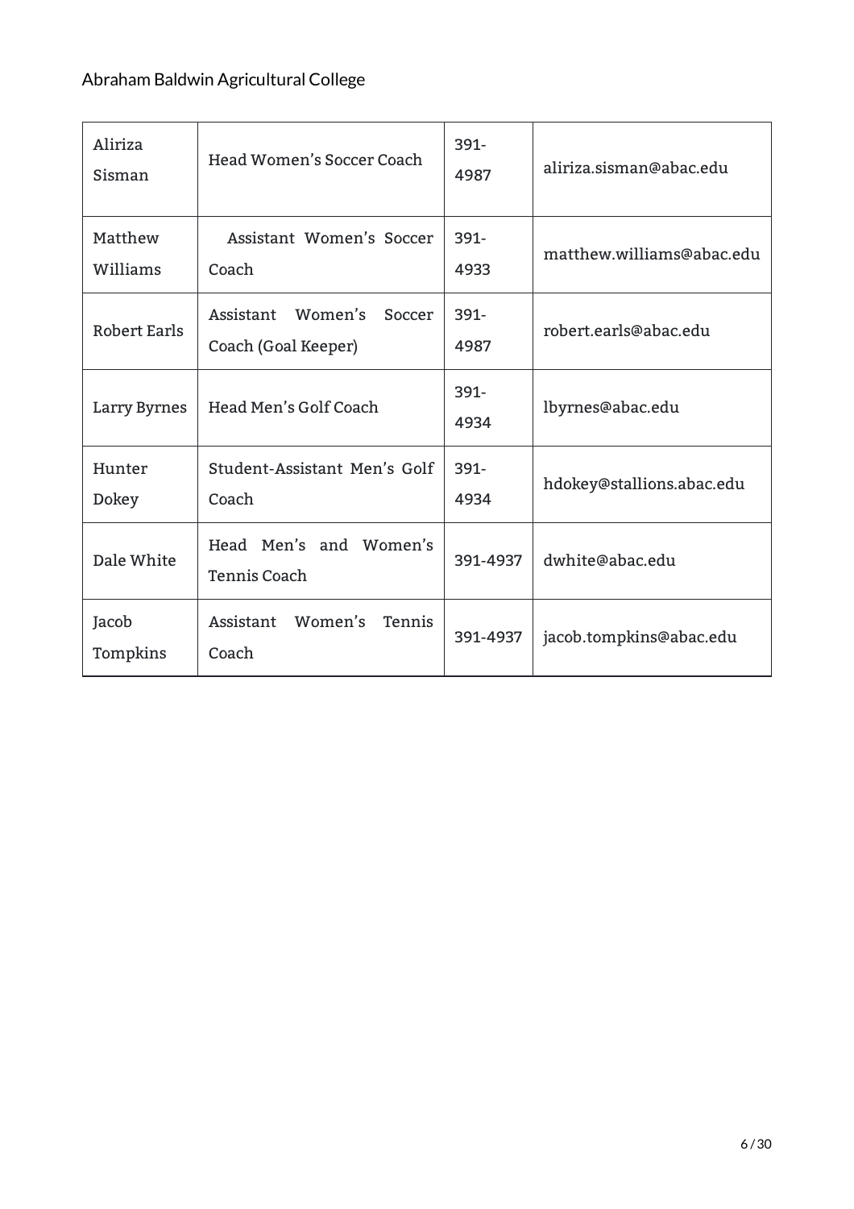| Aliriza Sisman | Head Women's Soccer Coach | 391-4987 | aliriza.sisman@abac.edu |
|---|---|---|---|
| Matthew Williams | Assistant Women's Soccer Coach | 391-4933 | matthew.williams@abac.edu |
| Robert Earls | Assistant Women's Soccer Coach (Goal Keeper) | 391-4987 | robert.earls@abac.edu |
| Larry Byrnes | Head Men's Golf Coach | 391-4934 | lbyrnes@abac.edu |
| Hunter Dokey | Student-Assistant Men's Golf Coach | 391-4934 | hdokey@stallions.abac.edu |
| Dale White | Head Men's and Women's Tennis Coach | 391-4937 | dwhite@abac.edu |
| Jacob Tompkins | Assistant Women's Tennis Coach | 391-4937 | jacob.tompkins@abac.edu |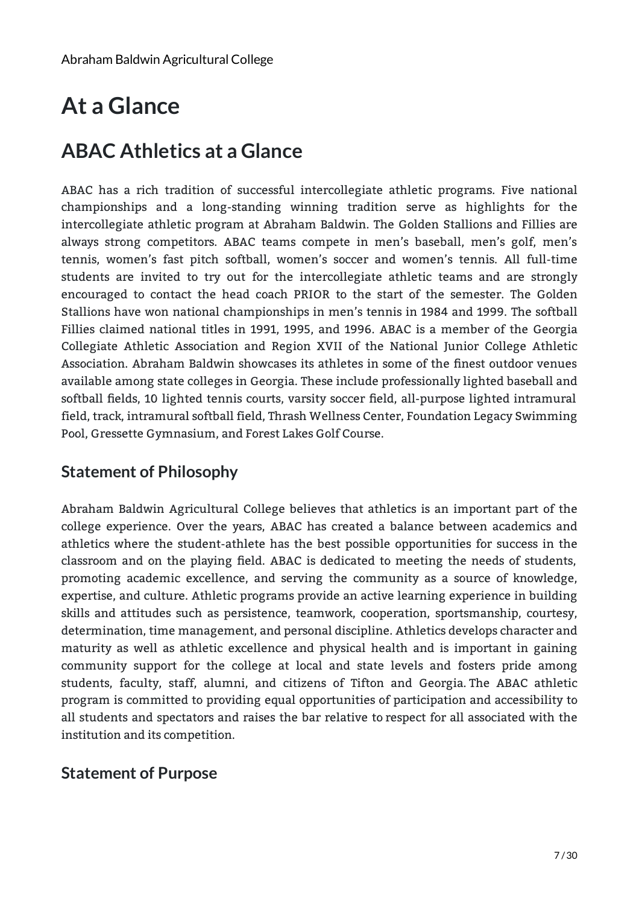# At a Glance

## ABAC Athletics at a Glance

ABAC has a rich tradition of successful intercollegiate athletic programs. Five national championships and a long-standing winning tradition serve as highlights for the intercollegiate athletic program at Abraham Baldwin. The Golden Stallions and Fillies are always strong competitors. ABAC teams compete in men's baseball, men's golf, men's tennis, women's fast pitch softball, women's soccer and women's tennis. All full-time students are invited to try out for the intercollegiate athletic teams and are strongly encouraged to contact the head coach PRIOR to the start of the semester. The Golden Stallions have won national championships in men's tennis in 1984 and 1999. The softball Fillies claimed national titles in 1991, 1995, and 1996. ABAC is a member of the Georgia Collegiate Athletic Association and Region XVII of the National Junior College Athletic Association. Abraham Baldwin showcases its athletes in some of the finest outdoor venues available among state colleges in Georgia. These include professionally lighted baseball and softball fields, 10 lighted tennis courts, varsity soccer field, all-purpose lighted intramural field, track, intramural softball field, Thrash Wellness Center, Foundation Legacy Swimming Pool, Gressette Gymnasium, and Forest Lakes Golf Course.

### Statement of Philosophy

Abraham Baldwin Agricultural College believes that athletics is an important part of the college experience. Over the years, ABAC has created a balance between academics and athletics where the student-athlete has the best possible opportunities for success in the classroom and on the playing field. ABAC is dedicated to meeting the needs of students, promoting academic excellence, and serving the community as a source of knowledge, expertise, and culture. Athletic programs provide an active learning experience in building skills and attitudes such as persistence, teamwork, cooperation, sportsmanship, courtesy, determination, time management, and personal discipline. Athletics develops character and maturity as well as athletic excellence and physical health and is important in gaining community support for the college at local and state levels and fosters pride among students, faculty, staff, alumni, and citizens of Tifton and Georgia. The ABAC athletic program is committed to providing equal opportunities of participation and accessibility to all students and spectators and raises the bar relative to respect for all associated with the institution and its competition.

### Statement of Purpose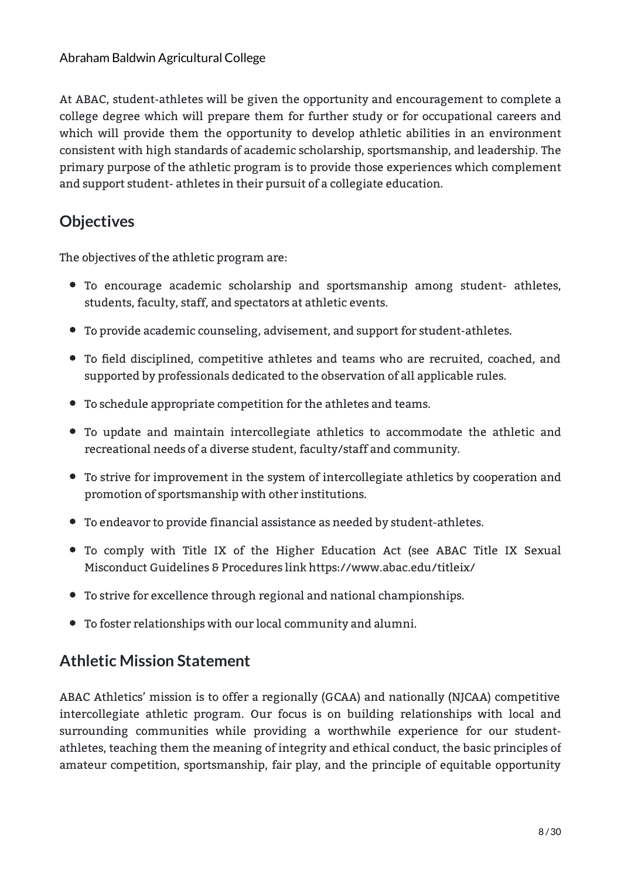At ABAC, student-athletes will be given the opportunity and encouragement to complete a college degree which will prepare them for further study or for occupational careers and which will provide them the opportunity to develop athletic abilities in an environment consistent with high standards of academic scholarship, sportsmanship, and leadership. The primary purpose of the athletic program is to provide those experiences which complement and support student- athletes in their pursuit of a collegiate education.

## Objectives

The objectives of the athletic program are:

- To encourage academic scholarship and sportsmanship among student- athletes, students, faculty, staff, and spectators at athletic events.
- To provide academic counseling, advisement, and support for student-athletes.
- To field disciplined, competitive athletes and teams who are recruited, coached, and supported by professionals dedicated to the observation of all applicable rules.
- To schedule appropriate competition for the athletes and teams.
- To update and maintain intercollegiate athletics to accommodate the athletic and recreational needs of a diverse student, faculty/staff and community.
- To strive for improvement in the system of intercollegiate athletics by cooperation and promotion of sportsmanship with other institutions.
- To endeavor to provide financial assistance as needed by student-athletes.
- To comply with Title IX of the Higher Education Act (see ABAC Title IX Sexual Misconduct Guidelines & Procedures link https://www.abac.edu/titleix/
- To strive for excellence through regional and national championships.
- To foster relationships with our local community and alumni.

## Athletic Mission Statement

ABAC Athletics' mission is to offer a regionally (GCAA) and nationally (NJCAA) competitive intercollegiate athletic program. Our focus is on building relationships with local and surrounding communities while providing a worthwhile experience for our student-athletes, teaching them the meaning of integrity and ethical conduct, the basic principles of amateur competition, sportsmanship, fair play, and the principle of equitable opportunity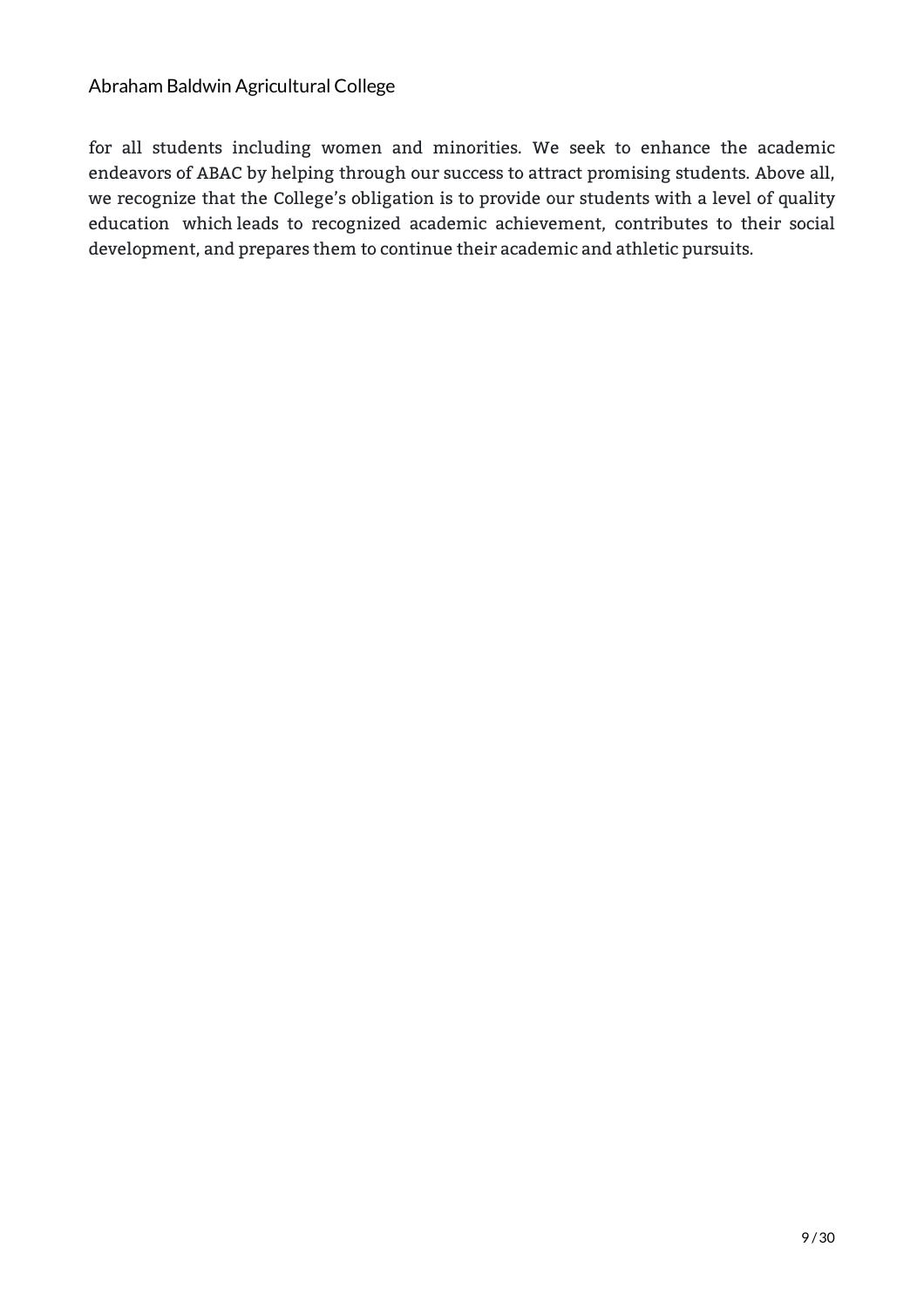for all students including women and minorities. We seek to enhance the academic endeavors of ABAC by helping through our success to attract promising students. Above all, we recognize that the College's obligation is to provide our students with a level of quality education which leads to recognized academic achievement, contributes to their social development, and prepares them to continue their academic and athletic pursuits.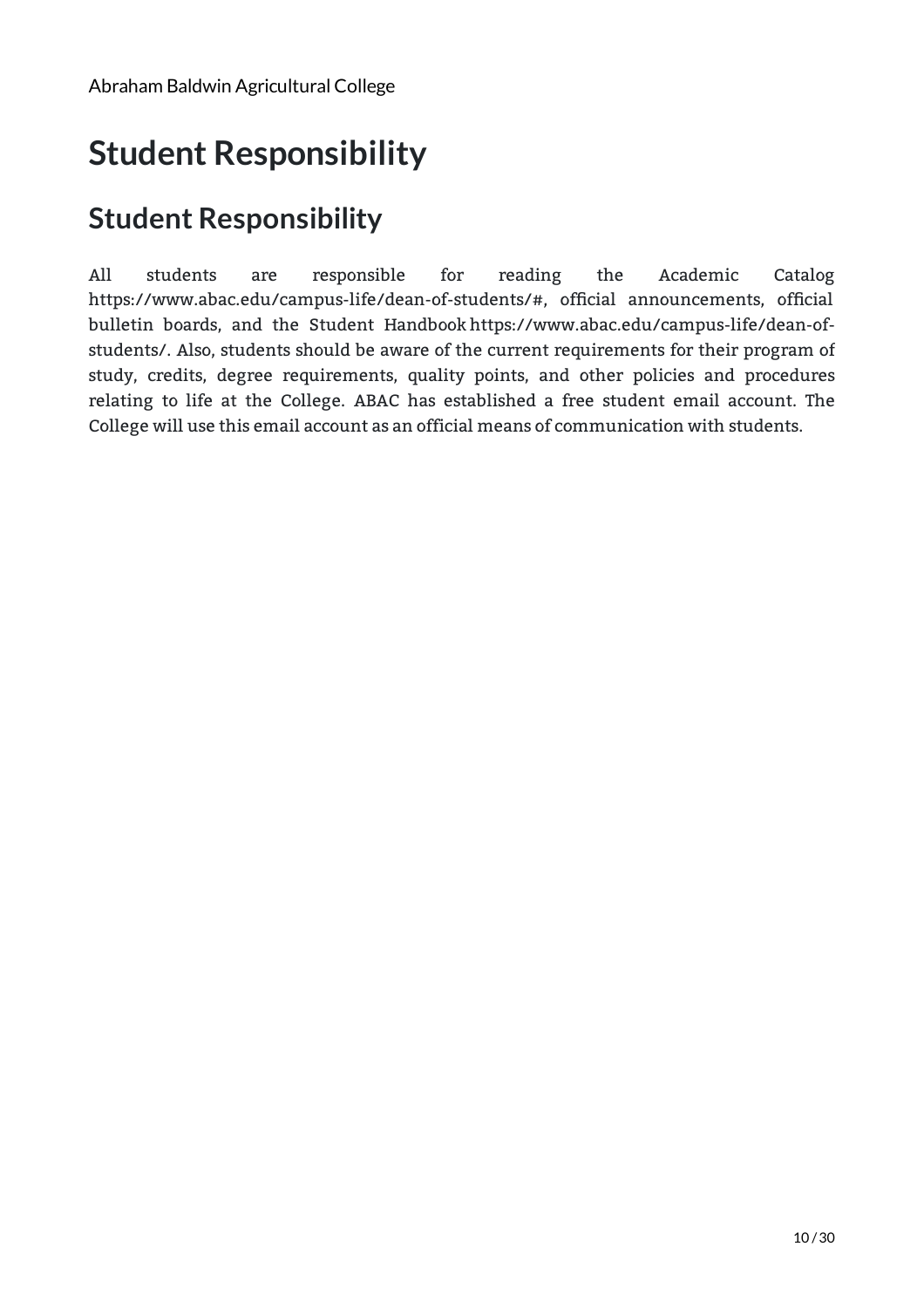# Student Responsibility

## Student Responsibility

All students are responsible for reading the Academic Catalog https://www.abac.edu/campus-life/dean-of-students/#, official announcements, official bulletin boards, and the Student Handbook https://www.abac.edu/campus-life/dean-of-students/. Also, students should be aware of the current requirements for their program of study, credits, degree requirements, quality points, and other policies and procedures relating to life at the College. ABAC has established a free student email account. The College will use this email account as an official means of communication with students.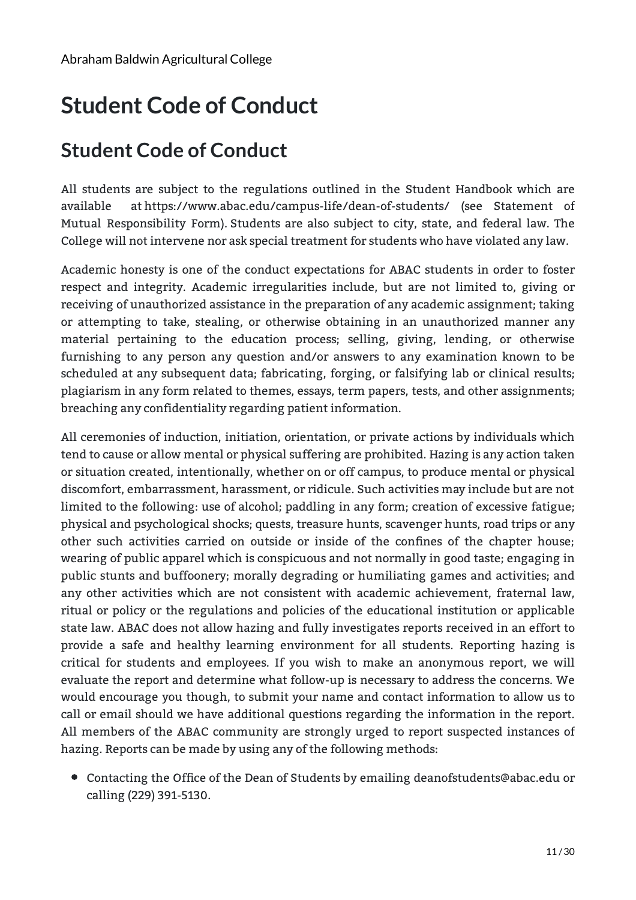# Student Code of Conduct

## Student Code of Conduct

All students are subject to the regulations outlined in the Student Handbook which are available at https://www.abac.edu/campus-life/dean-of-students/ (see Statement of Mutual Responsibility Form). Students are also subject to city, state, and federal law. The College will not intervene nor ask special treatment for students who have violated any law.

Academic honesty is one of the conduct expectations for ABAC students in order to foster respect and integrity. Academic irregularities include, but are not limited to, giving or receiving of unauthorized assistance in the preparation of any academic assignment; taking or attempting to take, stealing, or otherwise obtaining in an unauthorized manner any material pertaining to the education process; selling, giving, lending, or otherwise furnishing to any person any question and/or answers to any examination known to be scheduled at any subsequent data; fabricating, forging, or falsifying lab or clinical results; plagiarism in any form related to themes, essays, term papers, tests, and other assignments; breaching any confidentiality regarding patient information.

All ceremonies of induction, initiation, orientation, or private actions by individuals which tend to cause or allow mental or physical suffering are prohibited. Hazing is any action taken or situation created, intentionally, whether on or off campus, to produce mental or physical discomfort, embarrassment, harassment, or ridicule. Such activities may include but are not limited to the following: use of alcohol; paddling in any form; creation of excessive fatigue; physical and psychological shocks; quests, treasure hunts, scavenger hunts, road trips or any other such activities carried on outside or inside of the confines of the chapter house; wearing of public apparel which is conspicuous and not normally in good taste; engaging in public stunts and buffoonery; morally degrading or humiliating games and activities; and any other activities which are not consistent with academic achievement, fraternal law, ritual or policy or the regulations and policies of the educational institution or applicable state law. ABAC does not allow hazing and fully investigates reports received in an effort to provide a safe and healthy learning environment for all students. Reporting hazing is critical for students and employees. If you wish to make an anonymous report, we will evaluate the report and determine what follow-up is necessary to address the concerns. We would encourage you though, to submit your name and contact information to allow us to call or email should we have additional questions regarding the information in the report. All members of the ABAC community are strongly urged to report suspected instances of hazing. Reports can be made by using any of the following methods:

- Contacting the Office of the Dean of Students by emailing deanofstudents@abac.edu or calling (229) 391-5130.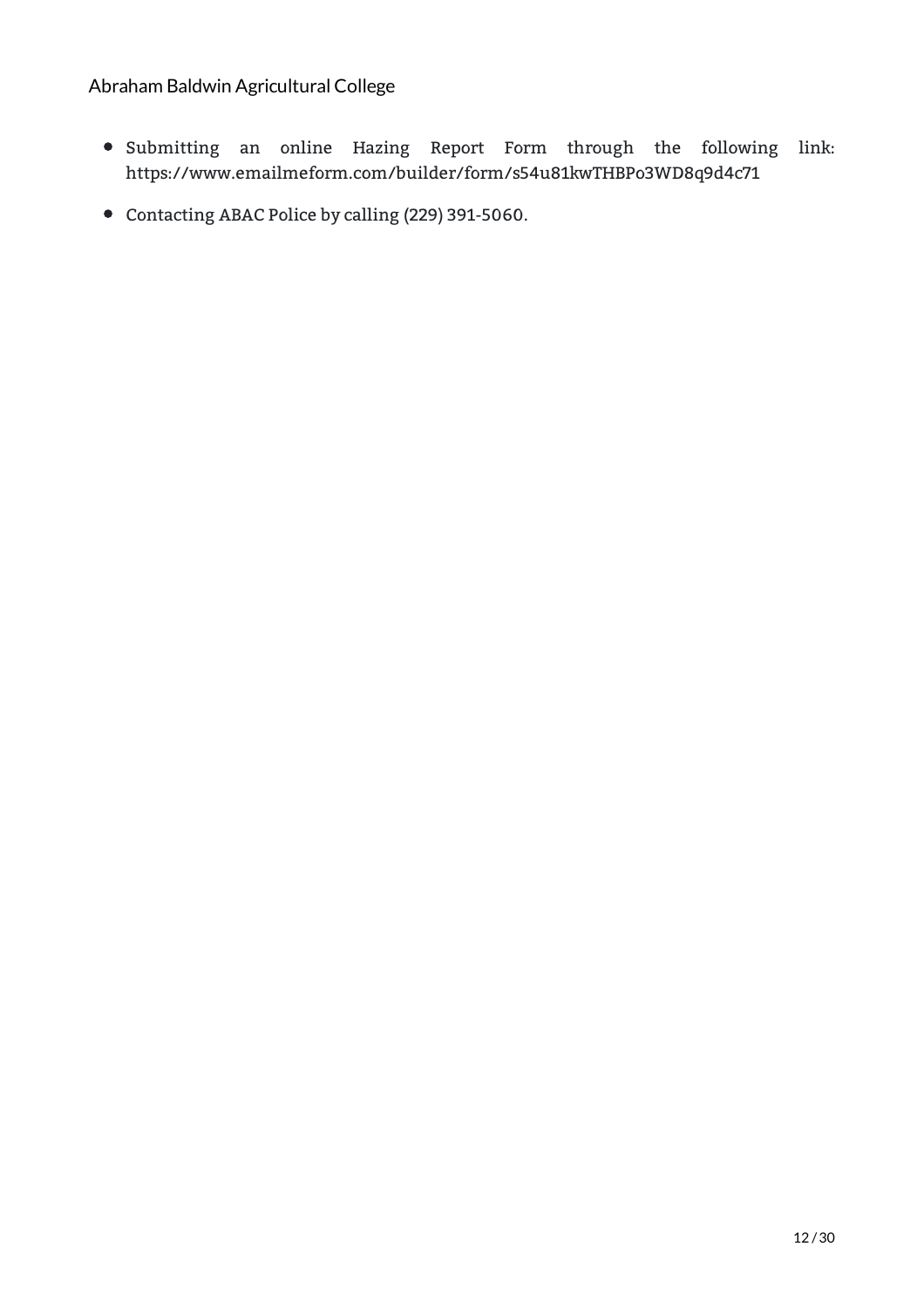- Submitting an online Hazing Report Form through the following link: https://www.emailmeform.com/builder/form/s54u81kwTHBPo3WD8q9d4c71
- Contacting ABAC Police by calling (229) 391-5060.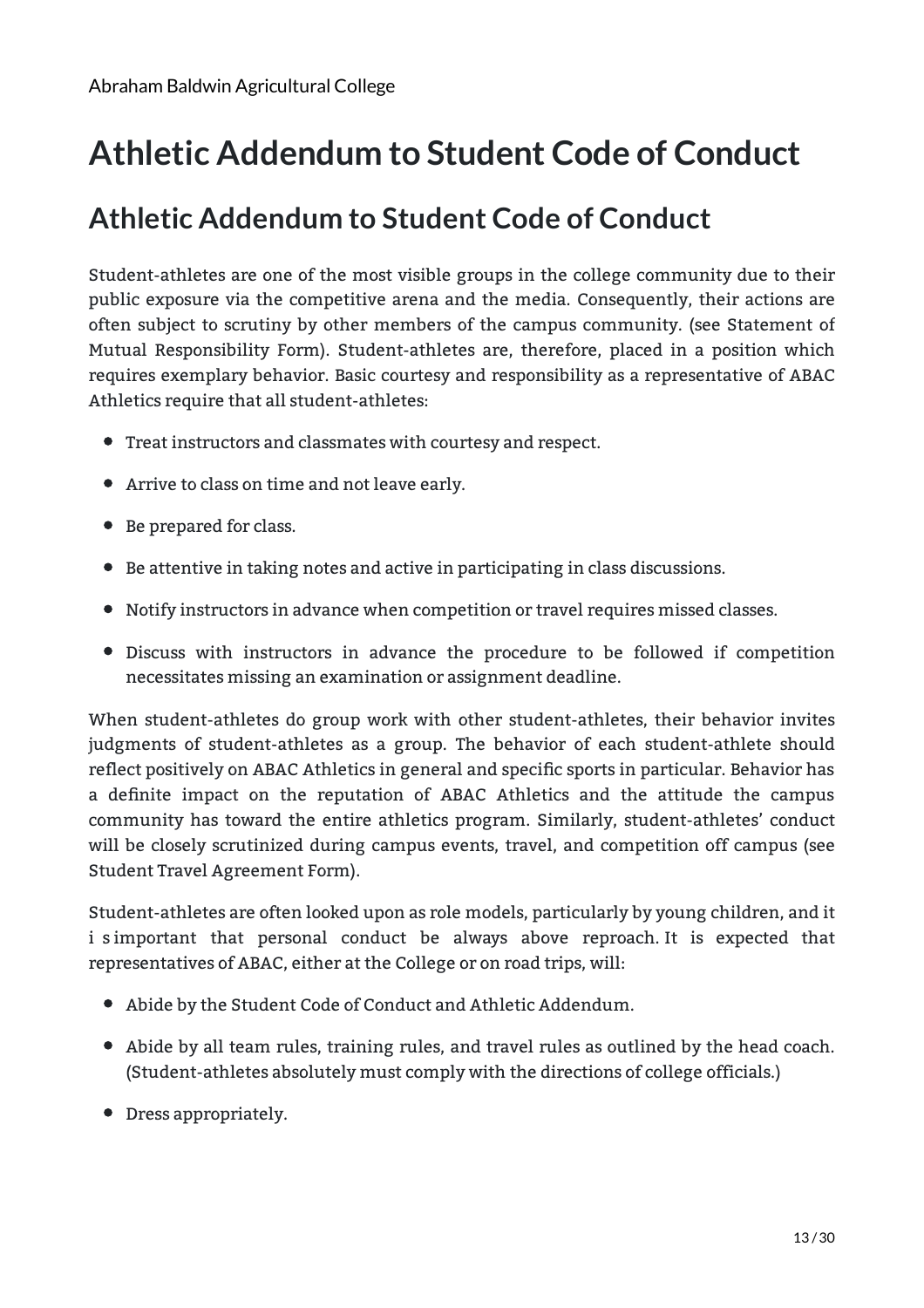# Athletic Addendum to Student Code of Conduct

## Athletic Addendum to Student Code of Conduct

Student-athletes are one of the most visible groups in the college community due to their public exposure via the competitive arena and the media. Consequently, their actions are often subject to scrutiny by other members of the campus community. (see Statement of Mutual Responsibility Form). Student-athletes are, therefore, placed in a position which requires exemplary behavior. Basic courtesy and responsibility as a representative of ABAC Athletics require that all student-athletes:

- Treat instructors and classmates with courtesy and respect.
- Arrive to class on time and not leave early.
- Be prepared for class.
- Be attentive in taking notes and active in participating in class discussions.
- Notify instructors in advance when competition or travel requires missed classes.
- Discuss with instructors in advance the procedure to be followed if competition necessitates missing an examination or assignment deadline.

When student-athletes do group work with other student-athletes, their behavior invites judgments of student-athletes as a group. The behavior of each student-athlete should reflect positively on ABAC Athletics in general and specific sports in particular. Behavior has a definite impact on the reputation of ABAC Athletics and the attitude the campus community has toward the entire athletics program. Similarly, student-athletes' conduct will be closely scrutinized during campus events, travel, and competition off campus (see Student Travel Agreement Form).

Student-athletes are often looked upon as role models, particularly by young children, and it i s important that personal conduct be always above reproach. It is expected that representatives of ABAC, either at the College or on road trips, will:

- Abide by the Student Code of Conduct and Athletic Addendum.
- Abide by all team rules, training rules, and travel rules as outlined by the head coach. (Student-athletes absolutely must comply with the directions of college officials.)
- Dress appropriately.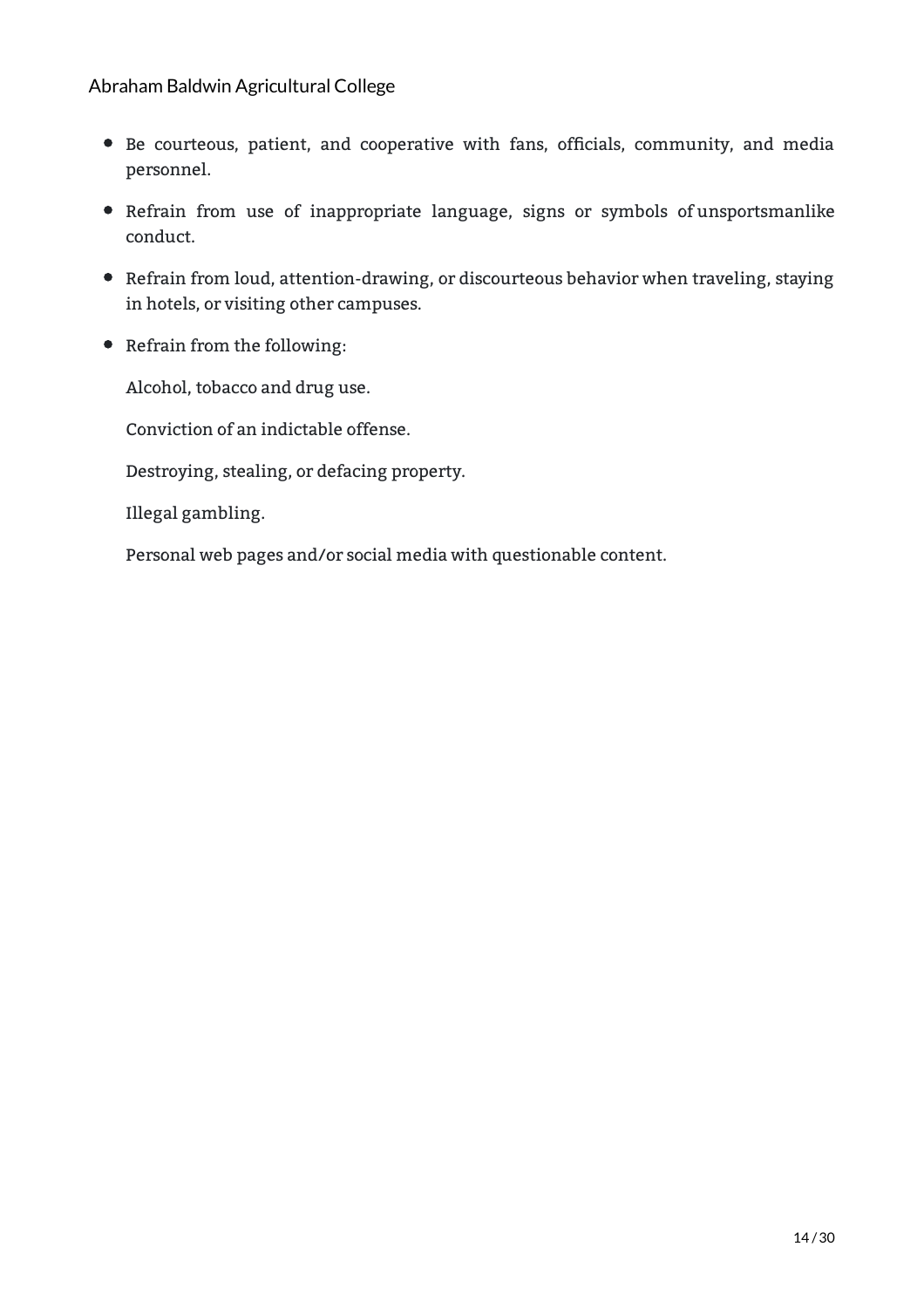- Be courteous, patient, and cooperative with fans, officials, community, and media personnel.
- Refrain from use of inappropriate language, signs or symbols of unsportsmanlike conduct.
- Refrain from loud, attention-drawing, or discourteous behavior when traveling, staying in hotels, or visiting other campuses.
- Refrain from the following:

  Alcohol, tobacco and drug use.

  Conviction of an indictable offense.

  Destroying, stealing, or defacing property.

  Illegal gambling.

  Personal web pages and/or social media with questionable content.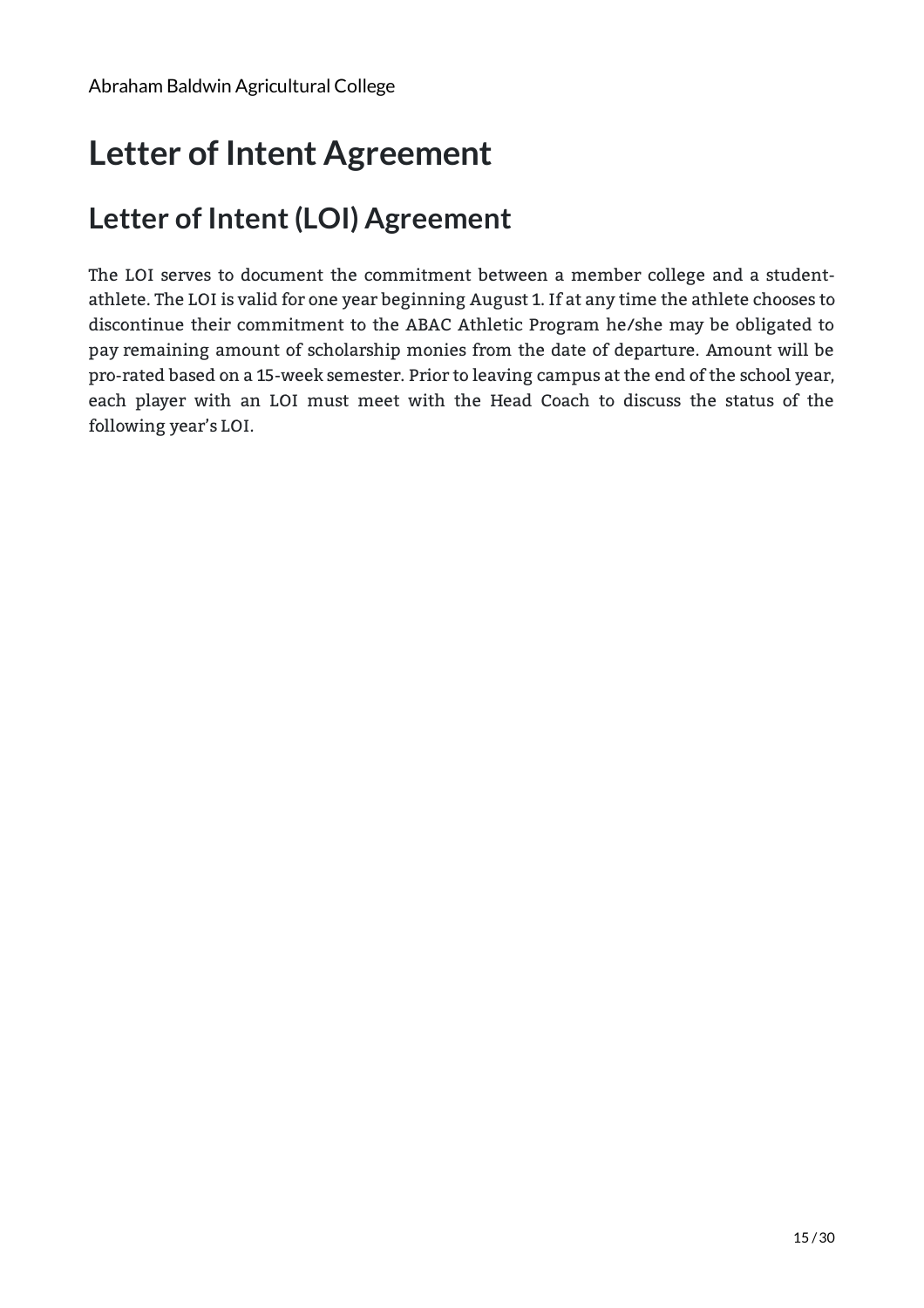# Letter of Intent Agreement

## Letter of Intent (LOI) Agreement

The LOI serves to document the commitment between a member college and a student-athlete. The LOI is valid for one year beginning August 1. If at any time the athlete chooses to discontinue their commitment to the ABAC Athletic Program he/she may be obligated to pay remaining amount of scholarship monies from the date of departure. Amount will be pro-rated based on a 15-week semester. Prior to leaving campus at the end of the school year, each player with an LOI must meet with the Head Coach to discuss the status of the following year's LOI.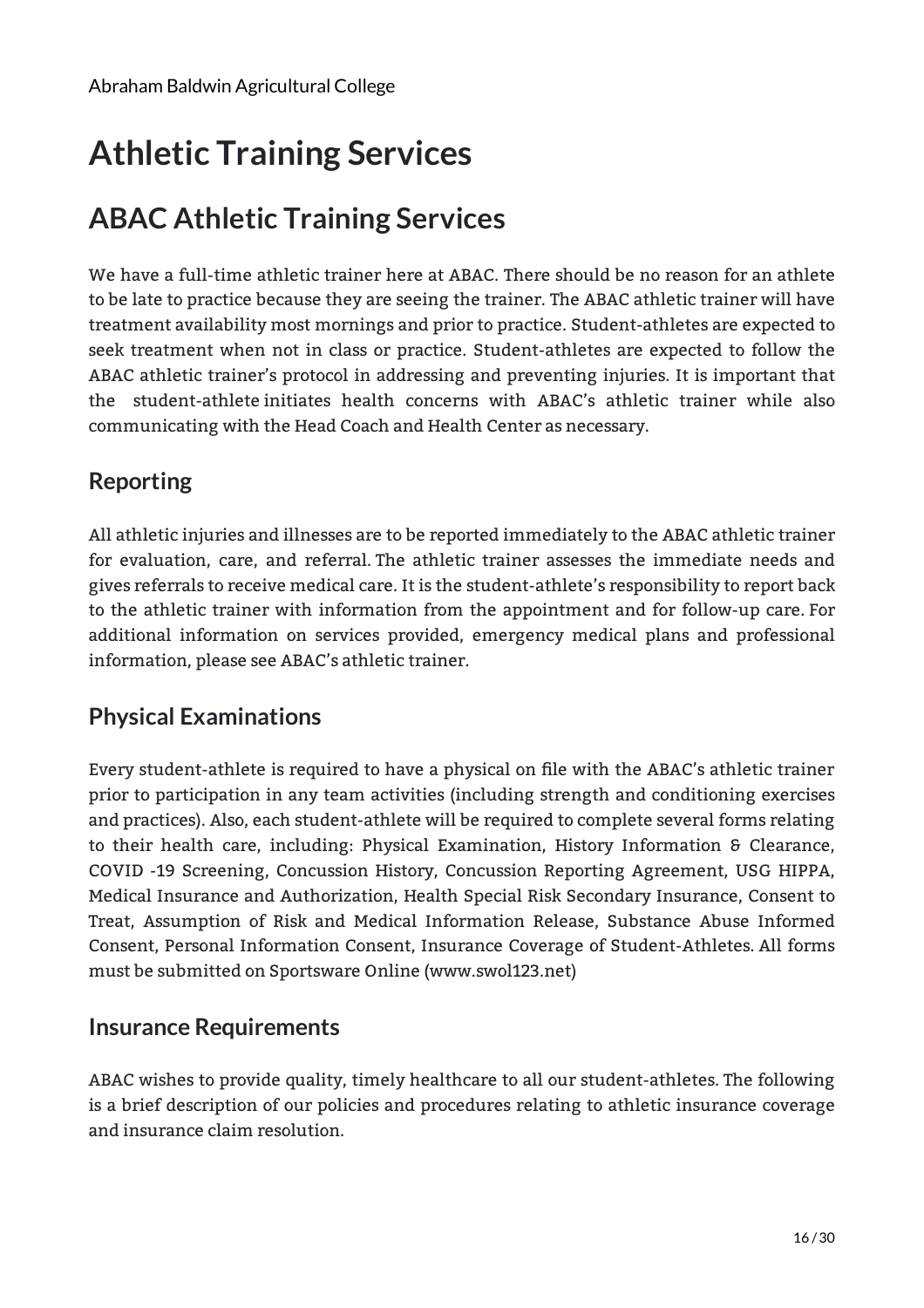# Athletic Training Services

## ABAC Athletic Training Services

We have a full-time athletic trainer here at ABAC. There should be no reason for an athlete to be late to practice because they are seeing the trainer. The ABAC athletic trainer will have treatment availability most mornings and prior to practice. Student-athletes are expected to seek treatment when not in class or practice. Student-athletes are expected to follow the ABAC athletic trainer's protocol in addressing and preventing injuries. It is important that the student-athlete initiates health concerns with ABAC's athletic trainer while also communicating with the Head Coach and Health Center as necessary.

### Reporting

All athletic injuries and illnesses are to be reported immediately to the ABAC athletic trainer for evaluation, care, and referral. The athletic trainer assesses the immediate needs and gives referrals to receive medical care. It is the student-athlete's responsibility to report back to the athletic trainer with information from the appointment and for follow-up care. For additional information on services provided, emergency medical plans and professional information, please see ABAC's athletic trainer.

### Physical Examinations

Every student-athlete is required to have a physical on file with the ABAC's athletic trainer prior to participation in any team activities (including strength and conditioning exercises and practices). Also, each student-athlete will be required to complete several forms relating to their health care, including: Physical Examination, History Information & Clearance, COVID -19 Screening, Concussion History, Concussion Reporting Agreement, USG HIPPA, Medical Insurance and Authorization, Health Special Risk Secondary Insurance, Consent to Treat, Assumption of Risk and Medical Information Release, Substance Abuse Informed Consent, Personal Information Consent, Insurance Coverage of Student-Athletes. All forms must be submitted on Sportsware Online (www.swol123.net)

### Insurance Requirements

ABAC wishes to provide quality, timely healthcare to all our student-athletes. The following is a brief description of our policies and procedures relating to athletic insurance coverage and insurance claim resolution.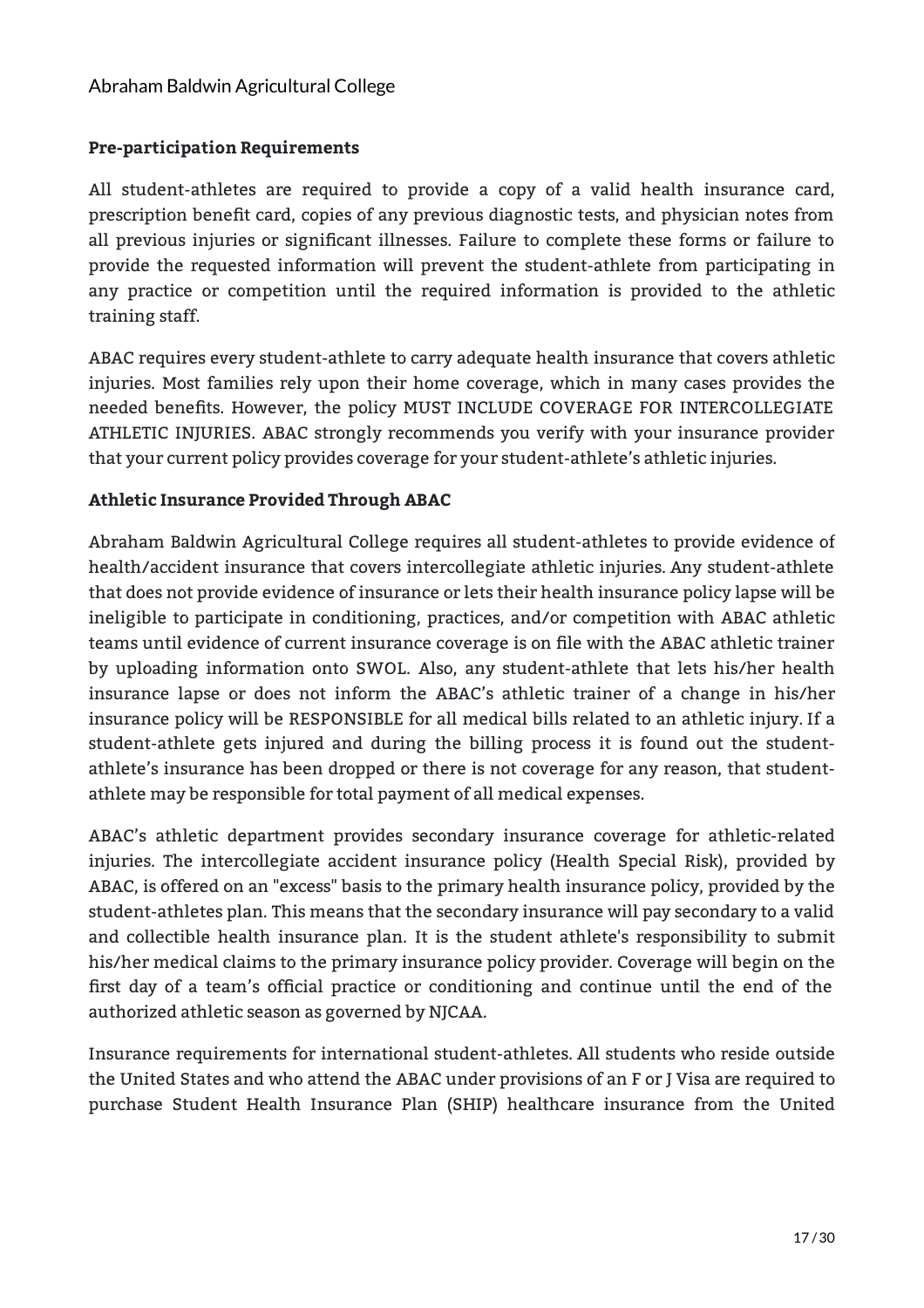### Pre-participation Requirements

All student-athletes are required to provide a copy of a valid health insurance card, prescription benefit card, copies of any previous diagnostic tests, and physician notes from all previous injuries or significant illnesses. Failure to complete these forms or failure to provide the requested information will prevent the student-athlete from participating in any practice or competition until the required information is provided to the athletic training staff.

ABAC requires every student-athlete to carry adequate health insurance that covers athletic injuries. Most families rely upon their home coverage, which in many cases provides the needed benefits. However, the policy MUST INCLUDE COVERAGE FOR INTERCOLLEGIATE ATHLETIC INJURIES. ABAC strongly recommends you verify with your insurance provider that your current policy provides coverage for your student-athlete's athletic injuries.

### Athletic Insurance Provided Through ABAC

Abraham Baldwin Agricultural College requires all student-athletes to provide evidence of health/accident insurance that covers intercollegiate athletic injuries. Any student-athlete that does not provide evidence of insurance or lets their health insurance policy lapse will be ineligible to participate in conditioning, practices, and/or competition with ABAC athletic teams until evidence of current insurance coverage is on file with the ABAC athletic trainer by uploading information onto SWOL. Also, any student-athlete that lets his/her health insurance lapse or does not inform the ABAC's athletic trainer of a change in his/her insurance policy will be RESPONSIBLE for all medical bills related to an athletic injury. If a student-athlete gets injured and during the billing process it is found out the student-athlete's insurance has been dropped or there is not coverage for any reason, that student-athlete may be responsible for total payment of all medical expenses.

ABAC's athletic department provides secondary insurance coverage for athletic-related injuries. The intercollegiate accident insurance policy (Health Special Risk), provided by ABAC, is offered on an "excess" basis to the primary health insurance policy, provided by the student-athletes plan. This means that the secondary insurance will pay secondary to a valid and collectible health insurance plan. It is the student athlete's responsibility to submit his/her medical claims to the primary insurance policy provider. Coverage will begin on the first day of a team's official practice or conditioning and continue until the end of the authorized athletic season as governed by NJCAA.

Insurance requirements for international student-athletes. All students who reside outside the United States and who attend the ABAC under provisions of an F or J Visa are required to purchase Student Health Insurance Plan (SHIP) healthcare insurance from the United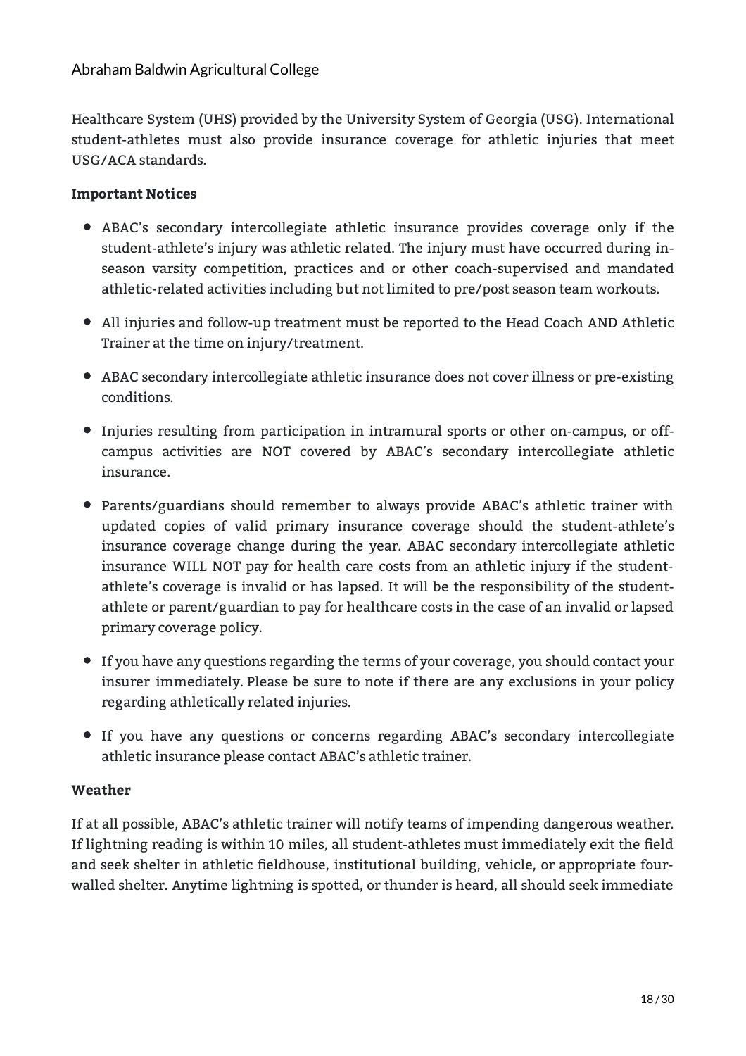Healthcare System (UHS) provided by the University System of Georgia (USG). International student-athletes must also provide insurance coverage for athletic injuries that meet USG/ACA standards.

**Important Notices**

- ABAC's secondary intercollegiate athletic insurance provides coverage only if the student-athlete's injury was athletic related. The injury must have occurred during in-season varsity competition, practices and or other coach-supervised and mandated athletic-related activities including but not limited to pre/post season team workouts.
- All injuries and follow-up treatment must be reported to the Head Coach AND Athletic Trainer at the time on injury/treatment.
- ABAC secondary intercollegiate athletic insurance does not cover illness or pre-existing conditions.
- Injuries resulting from participation in intramural sports or other on-campus, or off-campus activities are NOT covered by ABAC's secondary intercollegiate athletic insurance.
- Parents/guardians should remember to always provide ABAC's athletic trainer with updated copies of valid primary insurance coverage should the student-athlete's insurance coverage change during the year. ABAC secondary intercollegiate athletic insurance WILL NOT pay for health care costs from an athletic injury if the student-athlete's coverage is invalid or has lapsed. It will be the responsibility of the student-athlete or parent/guardian to pay for healthcare costs in the case of an invalid or lapsed primary coverage policy.
- If you have any questions regarding the terms of your coverage, you should contact your insurer immediately. Please be sure to note if there are any exclusions in your policy regarding athletically related injuries.
- If you have any questions or concerns regarding ABAC's secondary intercollegiate athletic insurance please contact ABAC's athletic trainer.

**Weather**

If at all possible, ABAC's athletic trainer will notify teams of impending dangerous weather. If lightning reading is within 10 miles, all student-athletes must immediately exit the field and seek shelter in athletic fieldhouse, institutional building, vehicle, or appropriate four-walled shelter. Anytime lightning is spotted, or thunder is heard, all should seek immediate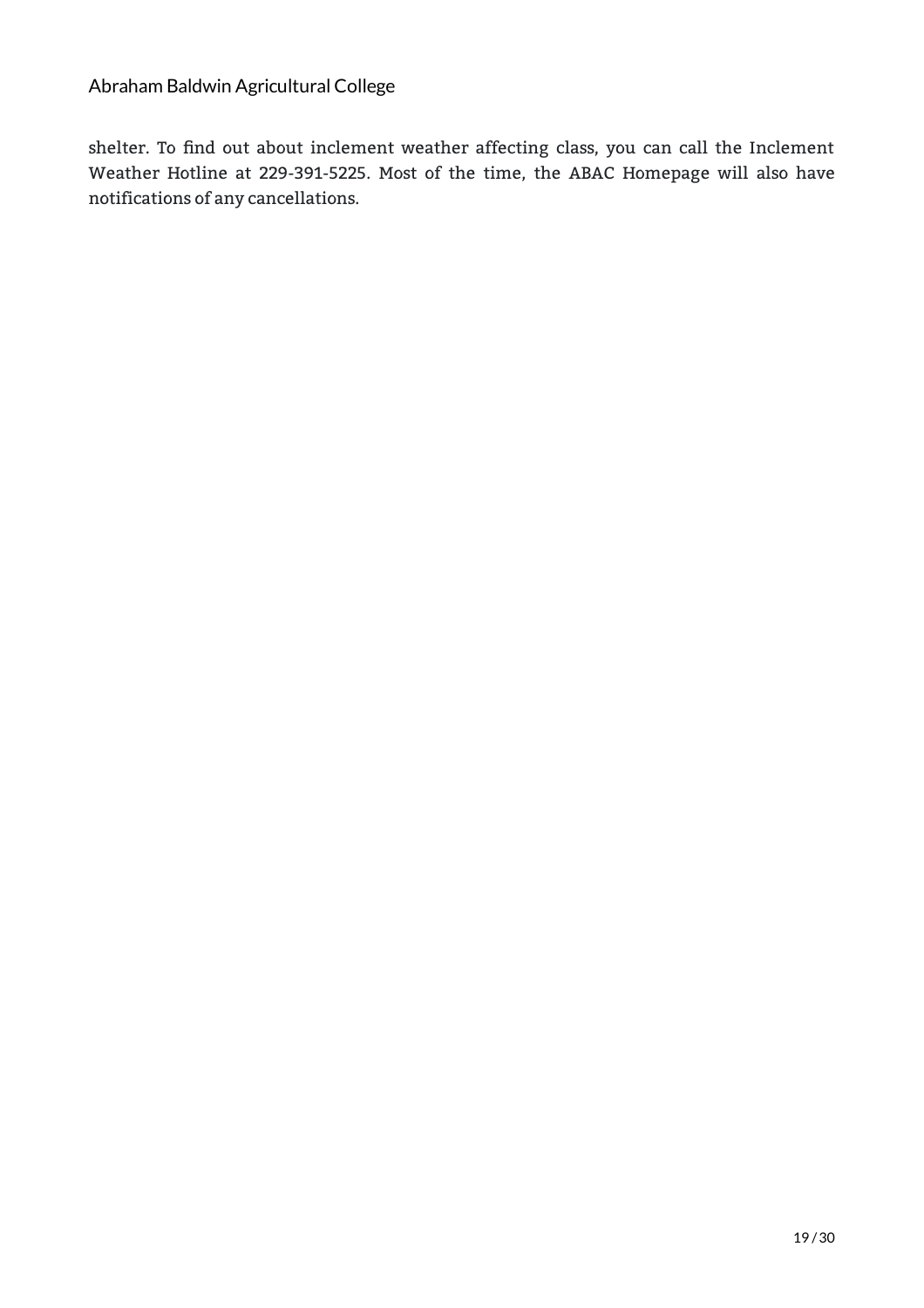shelter. To find out about inclement weather affecting class, you can call the Inclement Weather Hotline at 229-391-5225. Most of the time, the ABAC Homepage will also have notifications of any cancellations.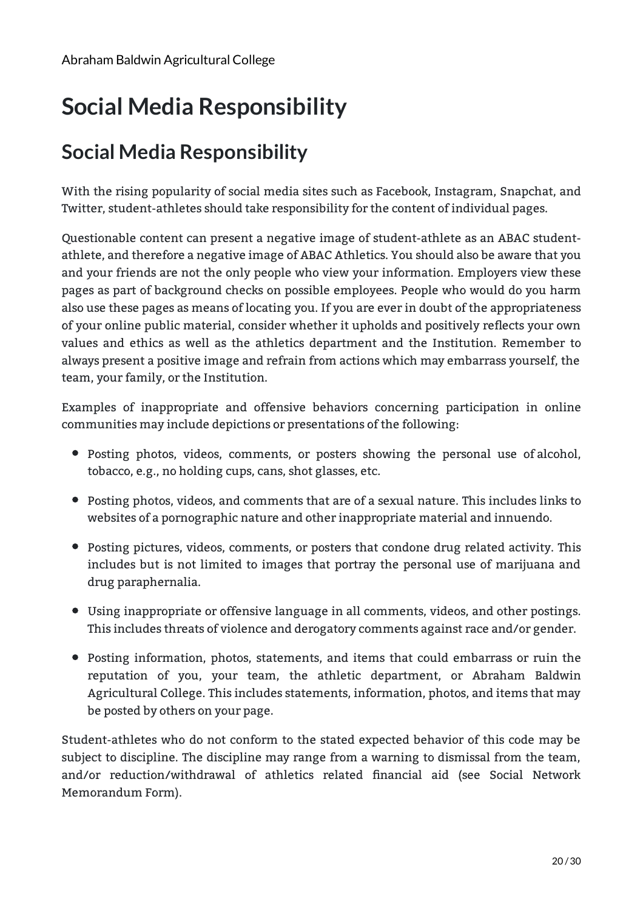# Social Media Responsibility

## Social Media Responsibility

With the rising popularity of social media sites such as Facebook, Instagram, Snapchat, and Twitter, student-athletes should take responsibility for the content of individual pages.

Questionable content can present a negative image of student-athlete as an ABAC student-athlete, and therefore a negative image of ABAC Athletics. You should also be aware that you and your friends are not the only people who view your information. Employers view these pages as part of background checks on possible employees. People who would do you harm also use these pages as means of locating you. If you are ever in doubt of the appropriateness of your online public material, consider whether it upholds and positively reflects your own values and ethics as well as the athletics department and the Institution. Remember to always present a positive image and refrain from actions which may embarrass yourself, the team, your family, or the Institution.

Examples of inappropriate and offensive behaviors concerning participation in online communities may include depictions or presentations of the following:

- Posting photos, videos, comments, or posters showing the personal use of alcohol, tobacco, e.g., no holding cups, cans, shot glasses, etc.
- Posting photos, videos, and comments that are of a sexual nature. This includes links to websites of a pornographic nature and other inappropriate material and innuendo.
- Posting pictures, videos, comments, or posters that condone drug related activity. This includes but is not limited to images that portray the personal use of marijuana and drug paraphernalia.
- Using inappropriate or offensive language in all comments, videos, and other postings. This includes threats of violence and derogatory comments against race and/or gender.
- Posting information, photos, statements, and items that could embarrass or ruin the reputation of you, your team, the athletic department, or Abraham Baldwin Agricultural College. This includes statements, information, photos, and items that may be posted by others on your page.

Student-athletes who do not conform to the stated expected behavior of this code may be subject to discipline. The discipline may range from a warning to dismissal from the team, and/or reduction/withdrawal of athletics related financial aid (see Social Network Memorandum Form).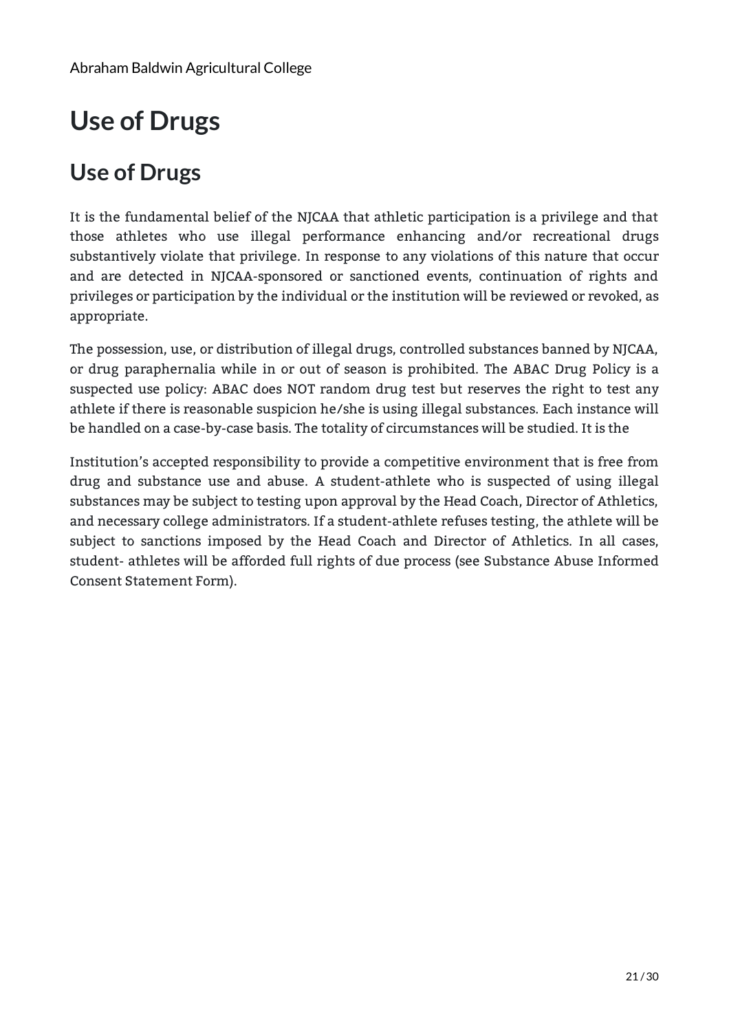# Use of Drugs

## Use of Drugs

It is the fundamental belief of the NJCAA that athletic participation is a privilege and that those athletes who use illegal performance enhancing and/or recreational drugs substantively violate that privilege. In response to any violations of this nature that occur and are detected in NJCAA-sponsored or sanctioned events, continuation of rights and privileges or participation by the individual or the institution will be reviewed or revoked, as appropriate.

The possession, use, or distribution of illegal drugs, controlled substances banned by NJCAA, or drug paraphernalia while in or out of season is prohibited. The ABAC Drug Policy is a suspected use policy: ABAC does NOT random drug test but reserves the right to test any athlete if there is reasonable suspicion he/she is using illegal substances. Each instance will be handled on a case-by-case basis. The totality of circumstances will be studied. It is the

Institution's accepted responsibility to provide a competitive environment that is free from drug and substance use and abuse. A student-athlete who is suspected of using illegal substances may be subject to testing upon approval by the Head Coach, Director of Athletics, and necessary college administrators. If a student-athlete refuses testing, the athlete will be subject to sanctions imposed by the Head Coach and Director of Athletics. In all cases, student- athletes will be afforded full rights of due process (see Substance Abuse Informed Consent Statement Form).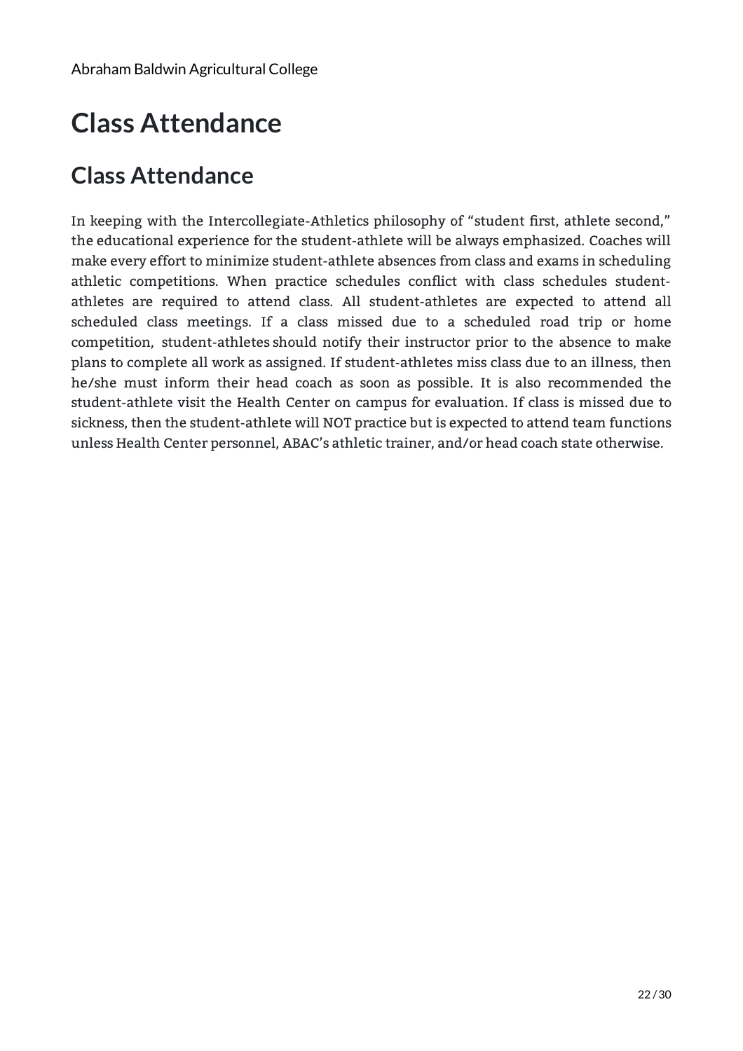# Class Attendance

## Class Attendance

In keeping with the Intercollegiate-Athletics philosophy of “student first, athlete second,” the educational experience for the student-athlete will be always emphasized. Coaches will make every effort to minimize student-athlete absences from class and exams in scheduling athletic competitions. When practice schedules conflict with class schedules student-athletes are required to attend class. All student-athletes are expected to attend all scheduled class meetings. If a class missed due to a scheduled road trip or home competition, student-athletes should notify their instructor prior to the absence to make plans to complete all work as assigned. If student-athletes miss class due to an illness, then he/she must inform their head coach as soon as possible. It is also recommended the student-athlete visit the Health Center on campus for evaluation. If class is missed due to sickness, then the student-athlete will NOT practice but is expected to attend team functions unless Health Center personnel, ABAC’s athletic trainer, and/or head coach state otherwise.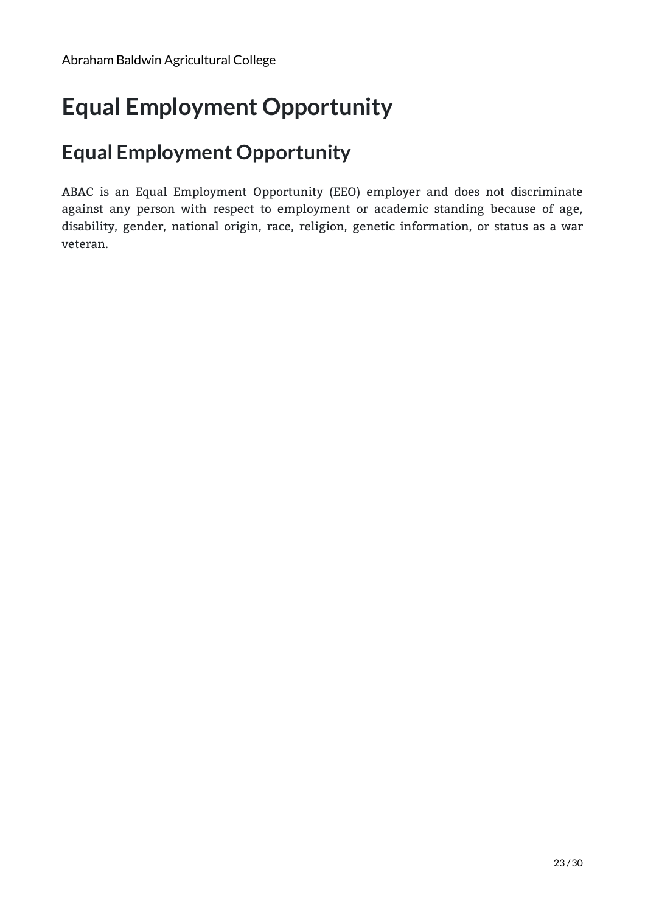# Equal Employment Opportunity

## Equal Employment Opportunity

ABAC is an Equal Employment Opportunity (EEO) employer and does not discriminate against any person with respect to employment or academic standing because of age, disability, gender, national origin, race, religion, genetic information, or status as a war veteran.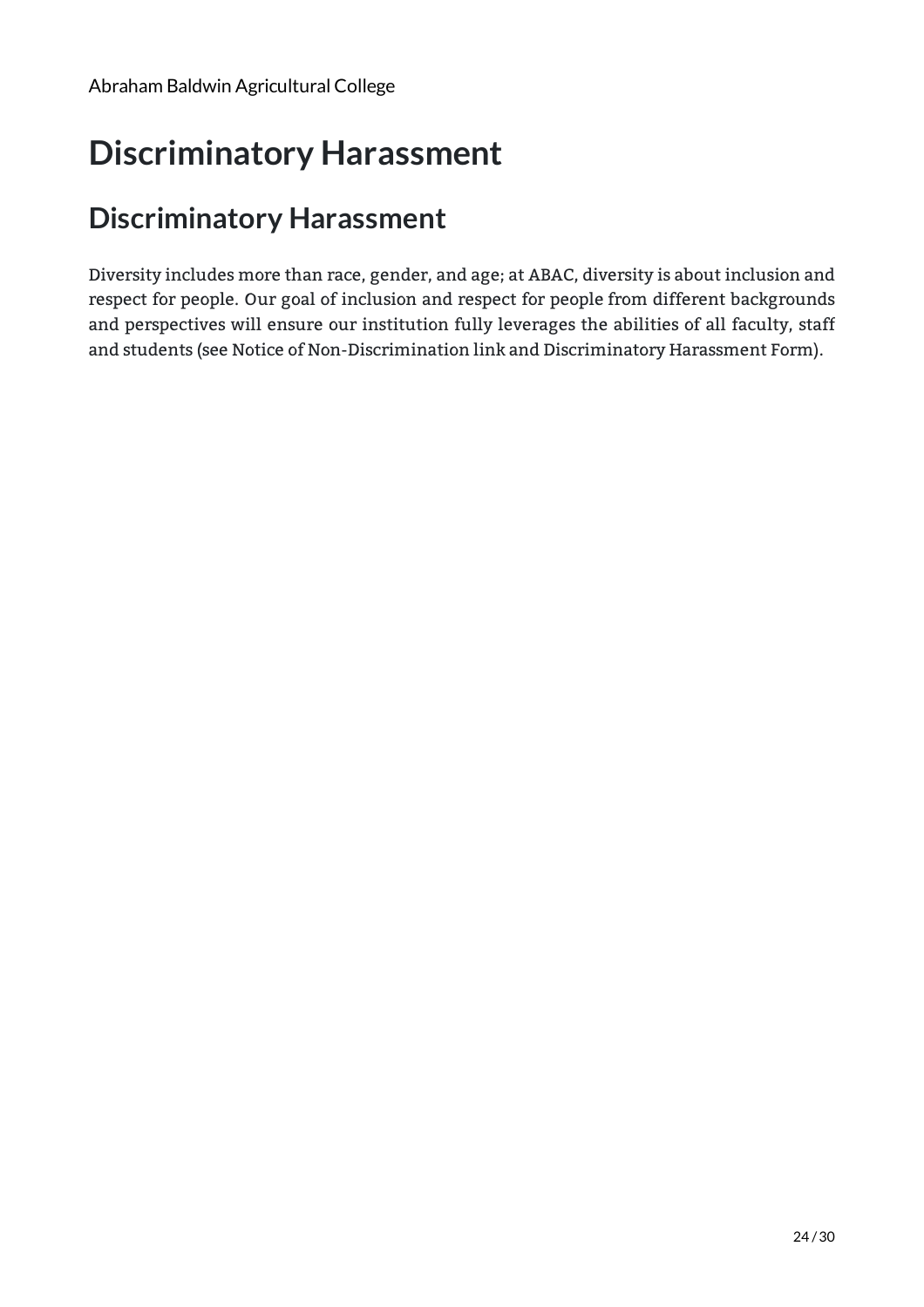# Discriminatory Harassment

## Discriminatory Harassment

Diversity includes more than race, gender, and age; at ABAC, diversity is about inclusion and respect for people. Our goal of inclusion and respect for people from different backgrounds and perspectives will ensure our institution fully leverages the abilities of all faculty, staff and students (see Notice of Non-Discrimination link and Discriminatory Harassment Form).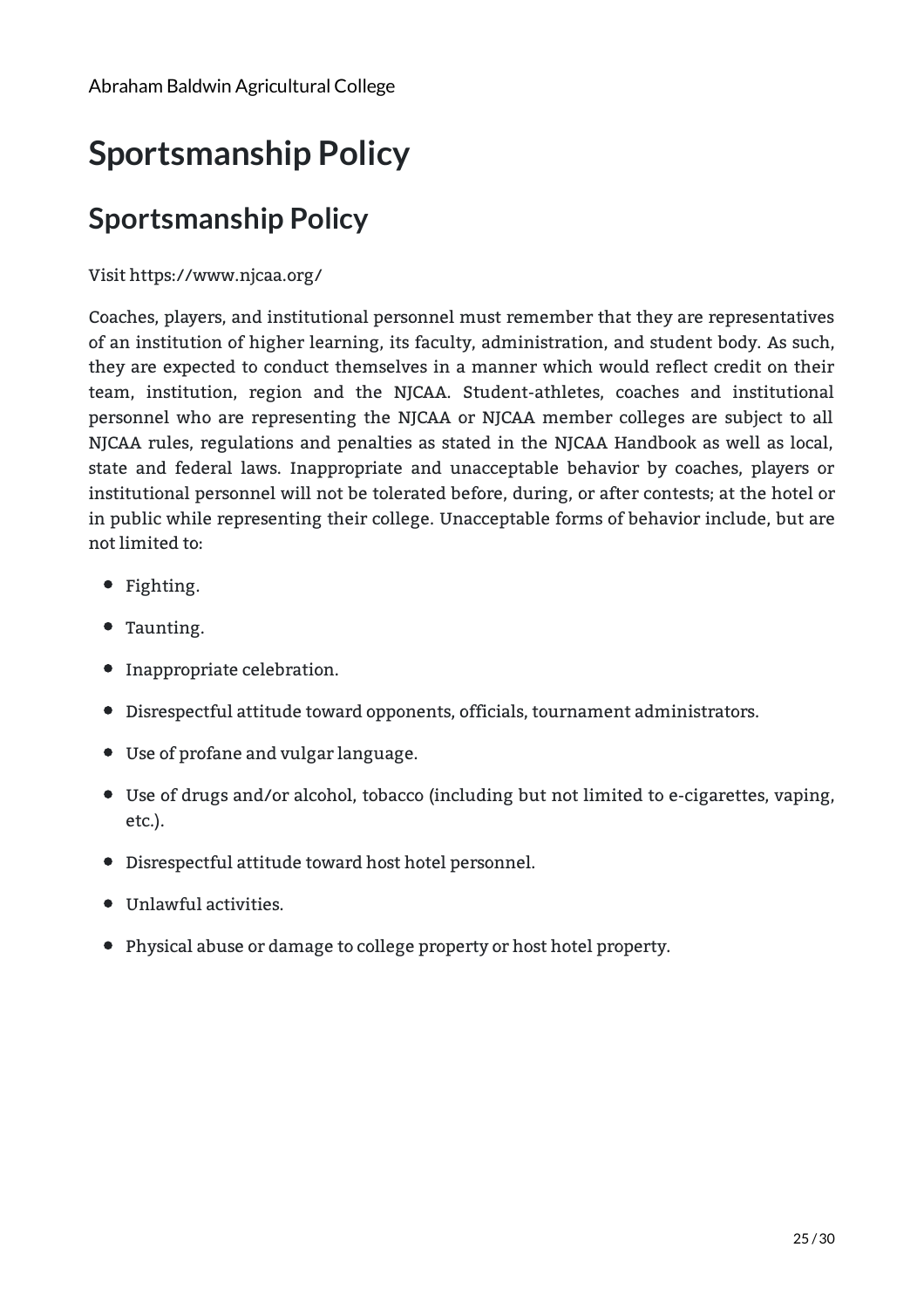# Sportsmanship Policy

## Sportsmanship Policy

Visit https://www.njcaa.org/

Coaches, players, and institutional personnel must remember that they are representatives of an institution of higher learning, its faculty, administration, and student body. As such, they are expected to conduct themselves in a manner which would reflect credit on their team, institution, region and the NJCAA. Student-athletes, coaches and institutional personnel who are representing the NJCAA or NJCAA member colleges are subject to all NJCAA rules, regulations and penalties as stated in the NJCAA Handbook as well as local, state and federal laws. Inappropriate and unacceptable behavior by coaches, players or institutional personnel will not be tolerated before, during, or after contests; at the hotel or in public while representing their college. Unacceptable forms of behavior include, but are not limited to:

- Fighting.
- Taunting.
- Inappropriate celebration.
- Disrespectful attitude toward opponents, officials, tournament administrators.
- Use of profane and vulgar language.
- Use of drugs and/or alcohol, tobacco (including but not limited to e-cigarettes, vaping, etc.).
- Disrespectful attitude toward host hotel personnel.
- Unlawful activities.
- Physical abuse or damage to college property or host hotel property.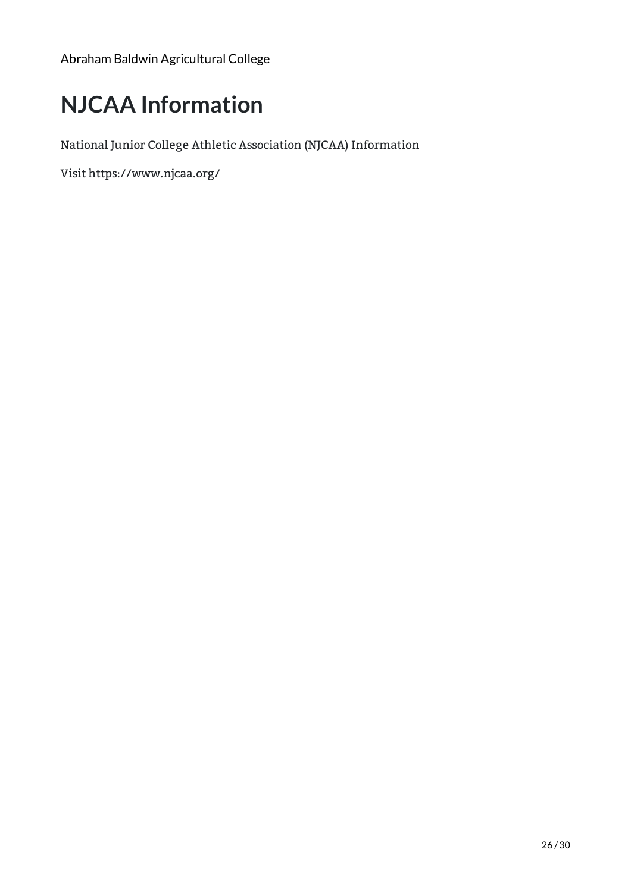# NJCAA Information

National Junior College Athletic Association (NJCAA) Information

Visit https://www.njcaa.org/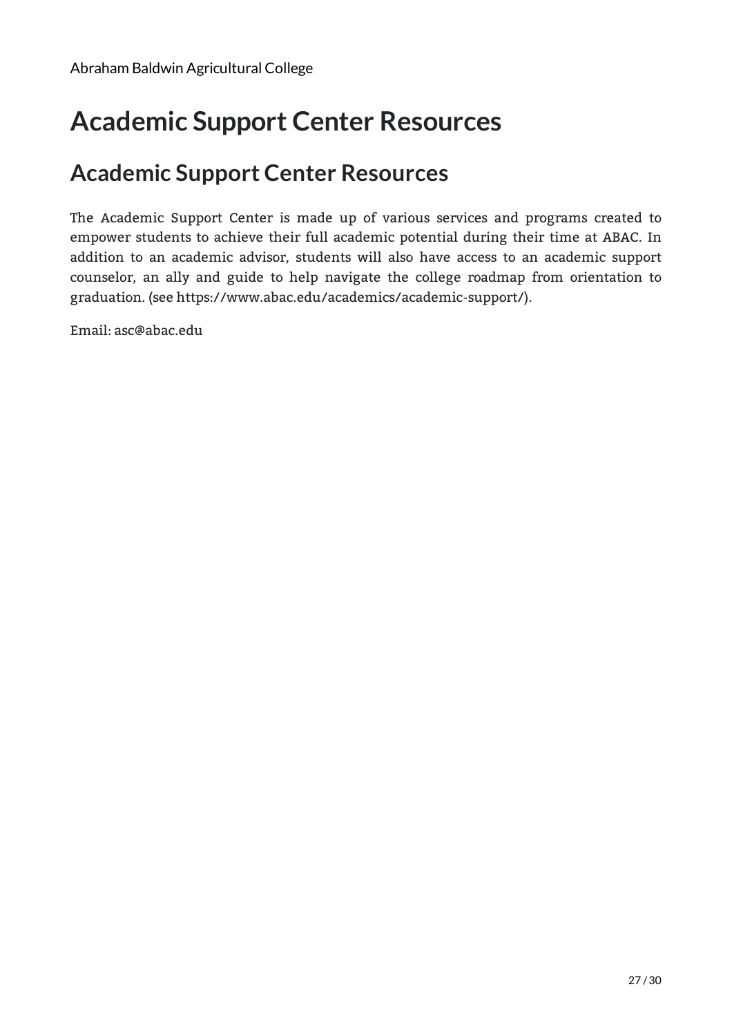# Academic Support Center Resources

## Academic Support Center Resources

The Academic Support Center is made up of various services and programs created to empower students to achieve their full academic potential during their time at ABAC. In addition to an academic advisor, students will also have access to an academic support counselor, an ally and guide to help navigate the college roadmap from orientation to graduation. (see https://www.abac.edu/academics/academic-support/).

Email: asc@abac.edu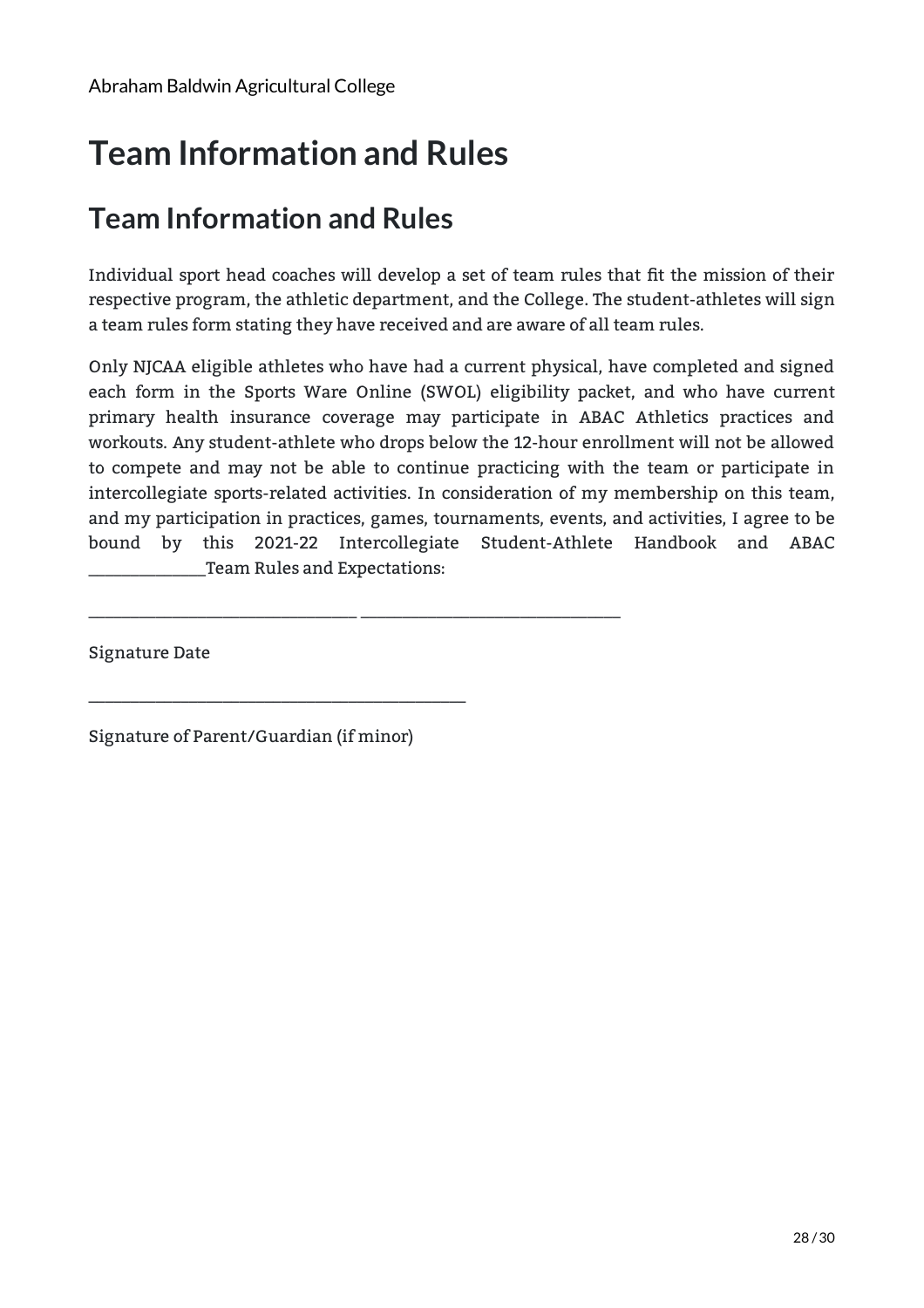# Team Information and Rules

## Team Information and Rules

Individual sport head coaches will develop a set of team rules that fit the mission of their respective program, the athletic department, and the College. The student-athletes will sign a team rules form stating they have received and are aware of all team rules.

Only NJCAA eligible athletes who have had a current physical, have completed and signed each form in the Sports Ware Online (SWOL) eligibility packet, and who have current primary health insurance coverage may participate in ABAC Athletics practices and workouts. Any student-athlete who drops below the 12-hour enrollment will not be allowed to compete and may not be able to continue practicing with the team or participate in intercollegiate sports-related activities. In consideration of my membership on this team, and my participation in practices, games, tournaments, events, and activities, I agree to be bound by this 2021-22 Intercollegiate Student-Athlete Handbook and ABAC _______________Team Rules and Expectations:

_________________________________ _________________________________

Signature Date

_______________________________________________

Signature of Parent/Guardian (if minor)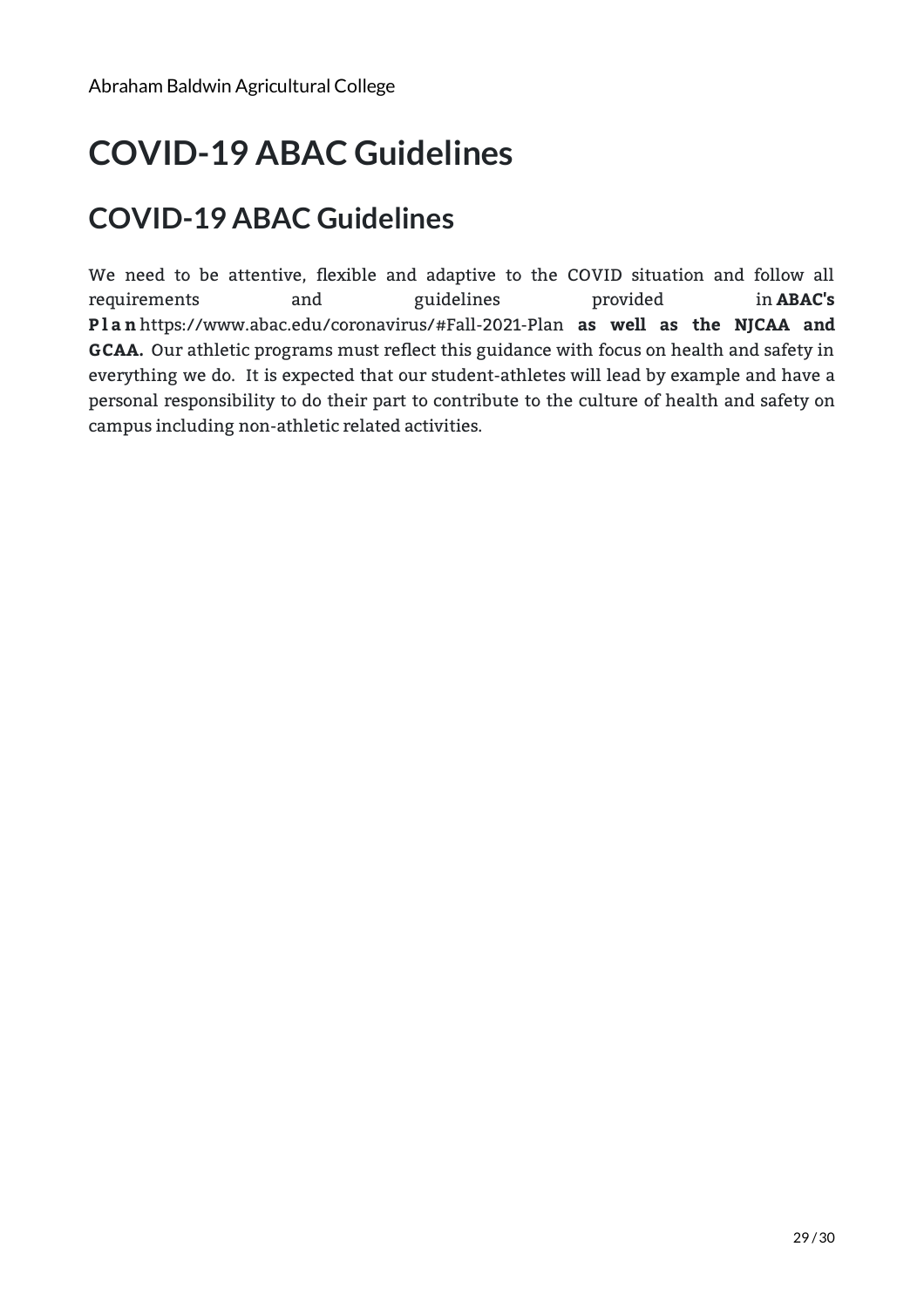# COVID-19 ABAC Guidelines

## COVID-19 ABAC Guidelines

We need to be attentive, flexible and adaptive to the COVID situation and follow all requirements and guidelines provided in **ABAC's Plan** https://www.abac.edu/coronavirus/#Fall-2021-Plan **as well as the NJCAA and GCAA.** Our athletic programs must reflect this guidance with focus on health and safety in everything we do. It is expected that our student-athletes will lead by example and have a personal responsibility to do their part to contribute to the culture of health and safety on campus including non-athletic related activities.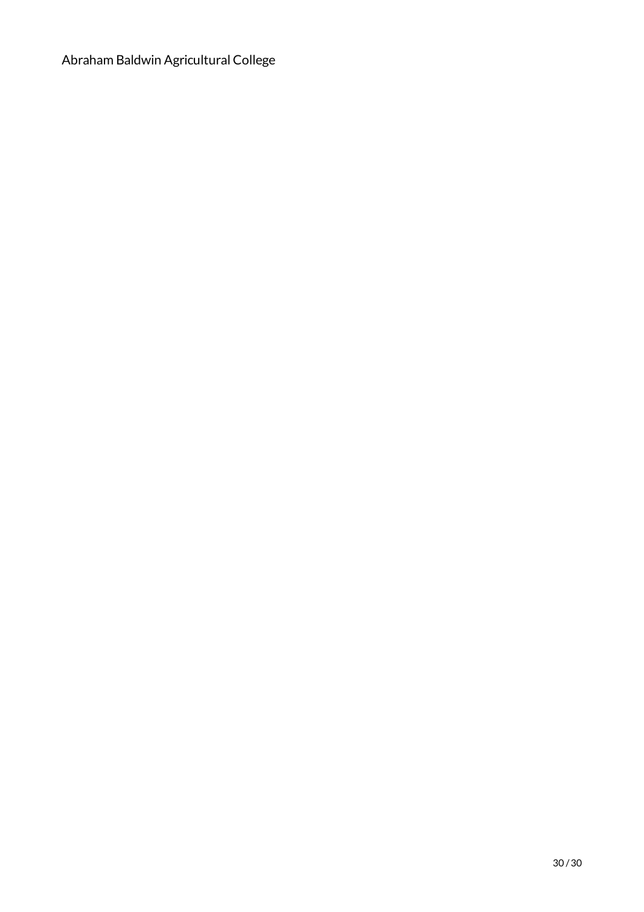Abraham Baldwin Agricultural College